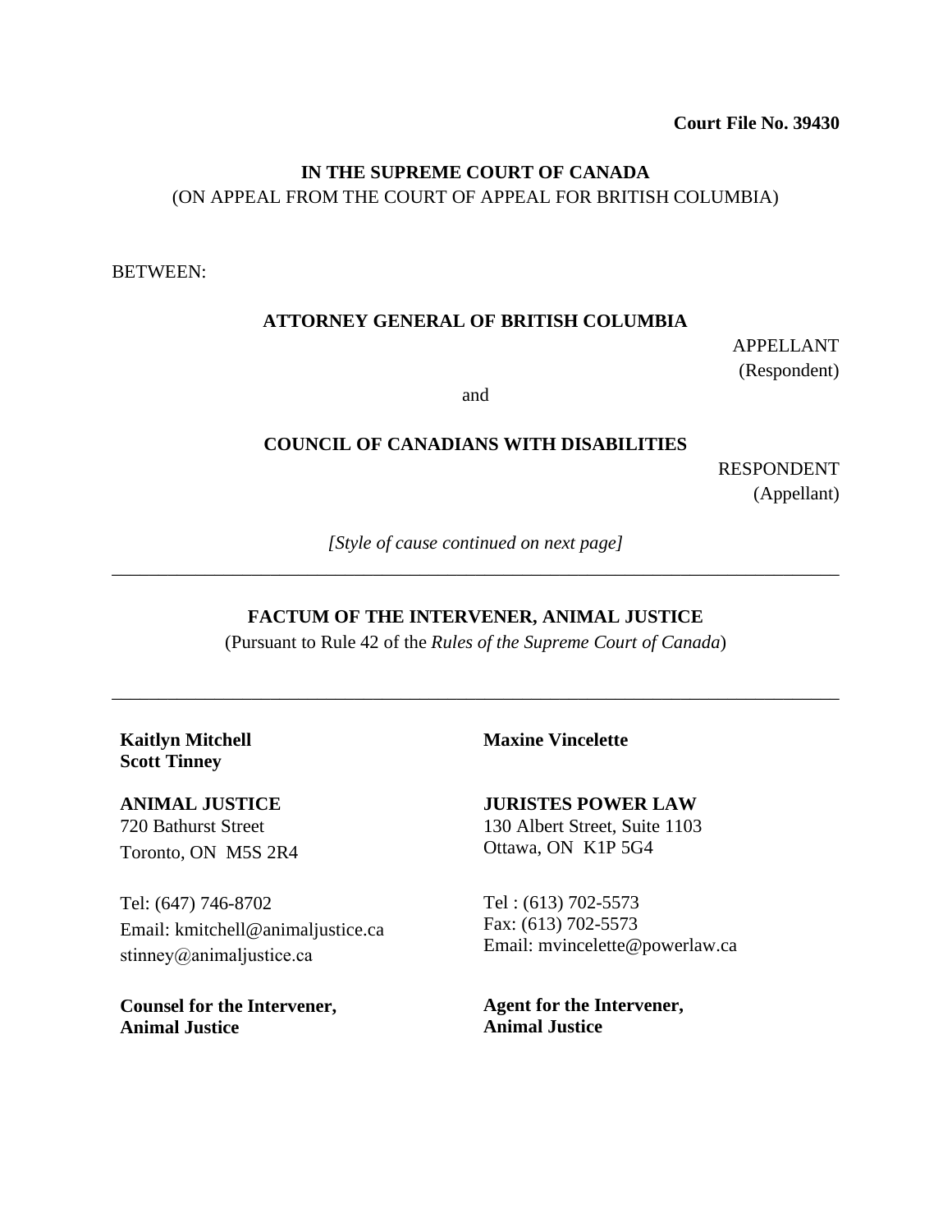**Court File No. 39430**

**IN THE SUPREME COURT OF CANADA**
(ON APPEAL FROM THE COURT OF APPEAL FOR BRITISH COLUMBIA)

BETWEEN:

**ATTORNEY GENERAL OF BRITISH COLUMBIA**

APPELLANT
(Respondent)

and

**COUNCIL OF CANADIANS WITH DISABILITIES**

RESPONDENT
(Appellant)

*[Style of cause continued on next page]*

---

**FACTUM OF THE INTERVENER, ANIMAL JUSTICE**
(Pursuant to Rule 42 of the *Rules of the Supreme Court of Canada*)

---

**Kaitlyn Mitchell**
**Scott Tinney**

**ANIMAL JUSTICE**
720 Bathurst Street
Toronto, ON M5S 2R4

Tel: (647) 746-8702
Email: kmitchell@animaljustice.ca
stinney@animaljustice.ca

**Counsel for the Intervener, Animal Justice**

**Maxine Vincelette**

**JURISTES POWER LAW**
130 Albert Street, Suite 1103
Ottawa, ON K1P 5G4

Tel : (613) 702-5573
Fax: (613) 702-5573
Email: mvincelette@powerlaw.ca

**Agent for the Intervener, Animal Justice**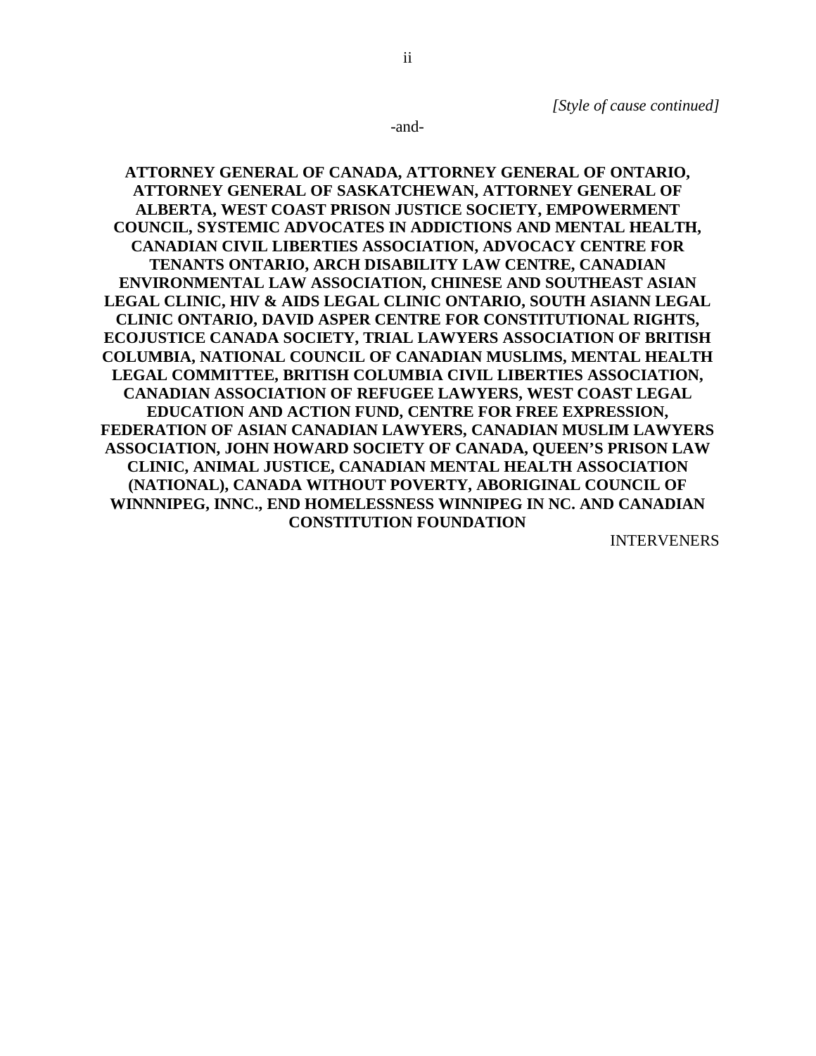*[Style of cause continued]*

-and-

**ATTORNEY GENERAL OF CANADA, ATTORNEY GENERAL OF ONTARIO, ATTORNEY GENERAL OF SASKATCHEWAN, ATTORNEY GENERAL OF ALBERTA, WEST COAST PRISON JUSTICE SOCIETY, EMPOWERMENT COUNCIL, SYSTEMIC ADVOCATES IN ADDICTIONS AND MENTAL HEALTH, CANADIAN CIVIL LIBERTIES ASSOCIATION, ADVOCACY CENTRE FOR TENANTS ONTARIO, ARCH DISABILITY LAW CENTRE, CANADIAN ENVIRONMENTAL LAW ASSOCIATION, CHINESE AND SOUTHEAST ASIAN LEGAL CLINIC, HIV & AIDS LEGAL CLINIC ONTARIO, SOUTH ASIANN LEGAL CLINIC ONTARIO, DAVID ASPER CENTRE FOR CONSTITUTIONAL RIGHTS, ECOJUSTICE CANADA SOCIETY, TRIAL LAWYERS ASSOCIATION OF BRITISH COLUMBIA, NATIONAL COUNCIL OF CANADIAN MUSLIMS, MENTAL HEALTH LEGAL COMMITTEE, BRITISH COLUMBIA CIVIL LIBERTIES ASSOCIATION, CANADIAN ASSOCIATION OF REFUGEE LAWYERS, WEST COAST LEGAL EDUCATION AND ACTION FUND, CENTRE FOR FREE EXPRESSION, FEDERATION OF ASIAN CANADIAN LAWYERS, CANADIAN MUSLIM LAWYERS ASSOCIATION, JOHN HOWARD SOCIETY OF CANADA, QUEEN'S PRISON LAW CLINIC, ANIMAL JUSTICE, CANADIAN MENTAL HEALTH ASSOCIATION (NATIONAL), CANADA WITHOUT POVERTY, ABORIGINAL COUNCIL OF WINNNIPEG, INNC., END HOMELESSNESS WINNIPEG IN NC. AND CANADIAN CONSTITUTION FOUNDATION**

INTERVENERS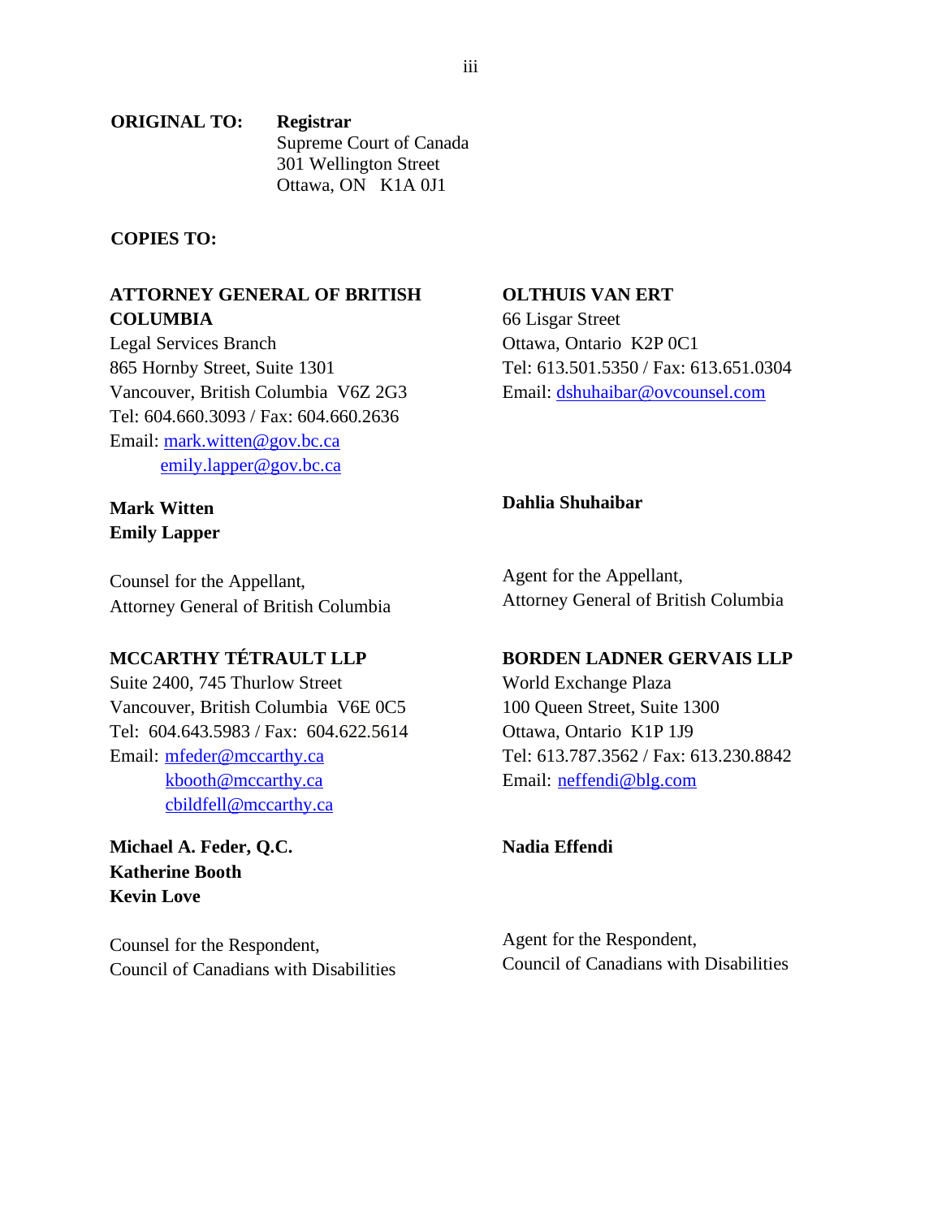**ORIGINAL TO:** **Registrar**
Supreme Court of Canada
301 Wellington Street
Ottawa, ON K1A 0J1

**COPIES TO:**

**ATTORNEY GENERAL OF BRITISH COLUMBIA**
Legal Services Branch
865 Hornby Street, Suite 1301
Vancouver, British Columbia V6Z 2G3
Tel: 604.660.3093 / Fax: 604.660.2636
Email: mark.witten@gov.bc.ca
emily.lapper@gov.bc.ca

**Mark Witten**
**Emily Lapper**

Counsel for the Appellant,
Attorney General of British Columbia

**OLTHUIS VAN ERT**
66 Lisgar Street
Ottawa, Ontario K2P 0C1
Tel: 613.501.5350 / Fax: 613.651.0304
Email: dshuhaibar@ovcounsel.com

**Dahlia Shuhaibar**

Agent for the Appellant,
Attorney General of British Columbia

**MCCARTHY TÉTRAULT LLP**
Suite 2400, 745 Thurlow Street
Vancouver, British Columbia V6E 0C5
Tel: 604.643.5983 / Fax: 604.622.5614
Email: mfeder@mccarthy.ca
kbooth@mccarthy.ca
cbildfell@mccarthy.ca

**Michael A. Feder, Q.C.**
**Katherine Booth**
**Kevin Love**

Counsel for the Respondent,
Council of Canadians with Disabilities

**BORDEN LADNER GERVAIS LLP**
World Exchange Plaza
100 Queen Street, Suite 1300
Ottawa, Ontario K1P 1J9
Tel: 613.787.3562 / Fax: 613.230.8842
Email: neffendi@blg.com

**Nadia Effendi**

Agent for the Respondent,
Council of Canadians with Disabilities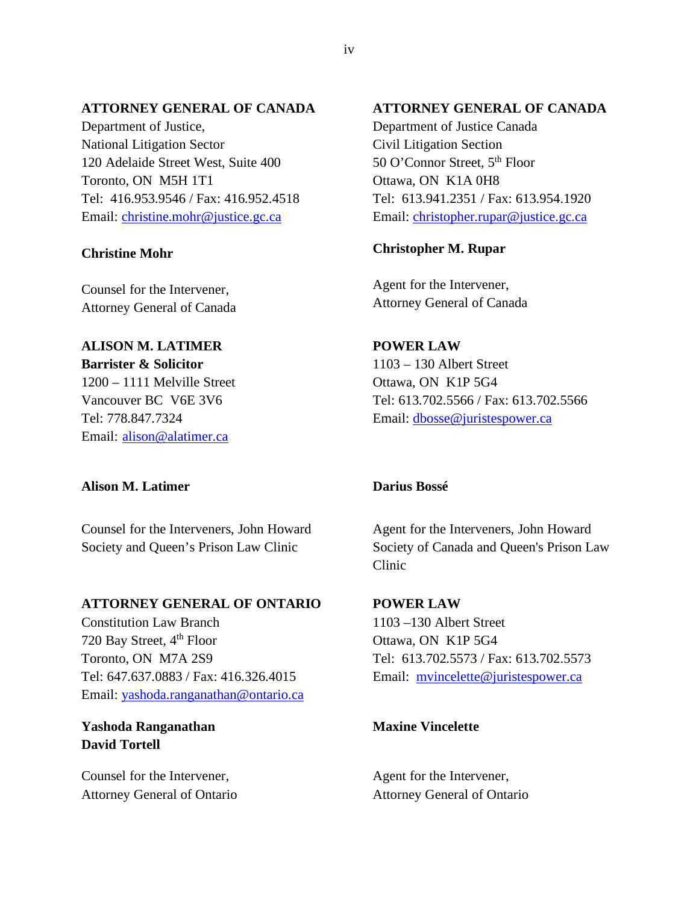**ATTORNEY GENERAL OF CANADA**
Department of Justice,
National Litigation Sector
120 Adelaide Street West, Suite 400
Toronto, ON M5H 1T1
Tel: 416.953.9546 / Fax: 416.952.4518
Email: christine.mohr@justice.gc.ca

**Christine Mohr**

Counsel for the Intervener,
Attorney General of Canada

**ATTORNEY GENERAL OF CANADA**
Department of Justice Canada
Civil Litigation Section
50 O'Connor Street, 5th Floor
Ottawa, ON K1A 0H8
Tel: 613.941.2351 / Fax: 613.954.1920
Email: christopher.rupar@justice.gc.ca

**Christopher M. Rupar**

Agent for the Intervener,
Attorney General of Canada

**ALISON M. LATIMER**
**Barrister & Solicitor**
1200 – 1111 Melville Street
Vancouver BC V6E 3V6
Tel: 778.847.7324
Email: alison@alatimer.ca

**Alison M. Latimer**

Counsel for the Interveners, John Howard Society and Queen's Prison Law Clinic

**POWER LAW**
1103 – 130 Albert Street
Ottawa, ON K1P 5G4
Tel: 613.702.5566 / Fax: 613.702.5566
Email: dbosse@juristespower.ca

**Darius Bossé**

Agent for the Interveners, John Howard Society of Canada and Queen's Prison Law Clinic

**ATTORNEY GENERAL OF ONTARIO**
Constitution Law Branch
720 Bay Street, 4th Floor
Toronto, ON M7A 2S9
Tel: 647.637.0883 / Fax: 416.326.4015
Email: yashoda.ranganathan@ontario.ca

**Yashoda Ranganathan**
**David Tortell**

Counsel for the Intervener,
Attorney General of Ontario

**POWER LAW**
1103 –130 Albert Street
Ottawa, ON K1P 5G4
Tel: 613.702.5573 / Fax: 613.702.5573
Email: mvincelette@juristespower.ca

**Maxine Vincelette**

Agent for the Intervener,
Attorney General of Ontario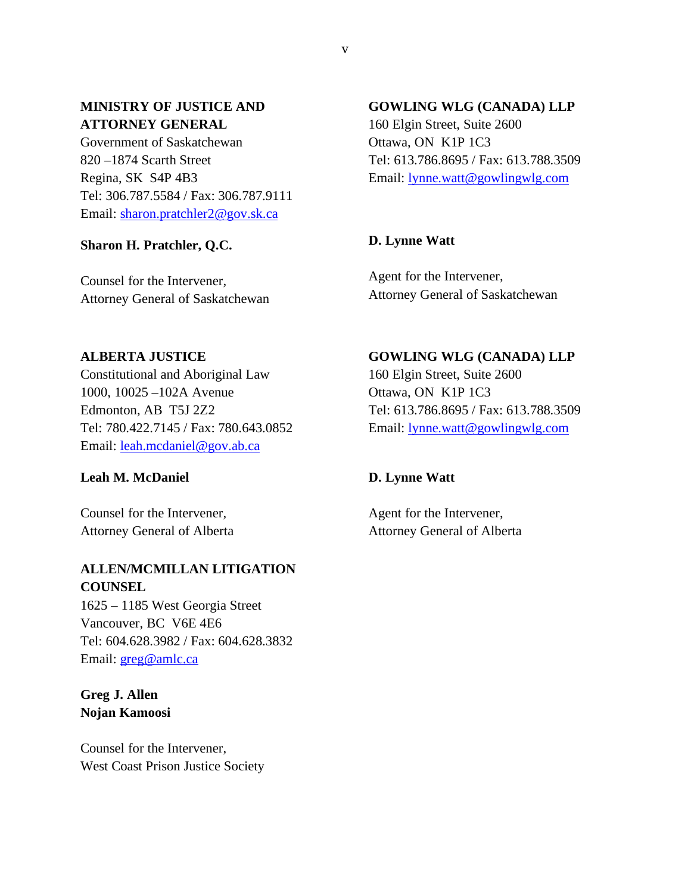**MINISTRY OF JUSTICE AND ATTORNEY GENERAL**
Government of Saskatchewan
820 –1874 Scarth Street
Regina, SK  S4P 4B3
Tel: 306.787.5584 / Fax: 306.787.9111
Email: sharon.pratchler2@gov.sk.ca

**Sharon H. Pratchler, Q.C.**

Counsel for the Intervener,
Attorney General of Saskatchewan

**GOWLING WLG (CANADA) LLP**
160 Elgin Street, Suite 2600
Ottawa, ON  K1P 1C3
Tel: 613.786.8695 / Fax: 613.788.3509
Email: lynne.watt@gowlingwlg.com

**D. Lynne Watt**

Agent for the Intervener,
Attorney General of Saskatchewan

**ALBERTA JUSTICE**
Constitutional and Aboriginal Law
1000, 10025 –102A Avenue
Edmonton, AB  T5J 2Z2
Tel: 780.422.7145 / Fax: 780.643.0852
Email: leah.mcdaniel@gov.ab.ca

**Leah M. McDaniel**

Counsel for the Intervener,
Attorney General of Alberta

**GOWLING WLG (CANADA) LLP**
160 Elgin Street, Suite 2600
Ottawa, ON  K1P 1C3
Tel: 613.786.8695 / Fax: 613.788.3509
Email: lynne.watt@gowlingwlg.com

**D. Lynne Watt**

Agent for the Intervener,
Attorney General of Alberta

**ALLEN/MCMILLAN LITIGATION COUNSEL**
1625 – 1185 West Georgia Street
Vancouver, BC  V6E 4E6
Tel: 604.628.3982 / Fax: 604.628.3832
Email: greg@amlc.ca

**Greg J. Allen**
**Nojan Kamoosi**

Counsel for the Intervener,
West Coast Prison Justice Society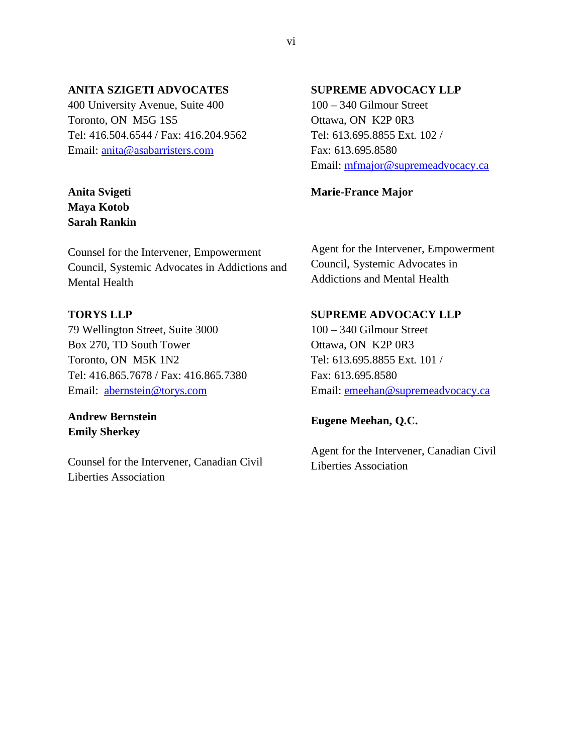**ANITA SZIGETI ADVOCATES**
400 University Avenue, Suite 400
Toronto, ON  M5G 1S5
Tel: 416.504.6544 / Fax: 416.204.9562
Email: anita@asabarristers.com

**Anita Svigeti**
**Maya Kotob**
**Sarah Rankin**

Counsel for the Intervener, Empowerment Council, Systemic Advocates in Addictions and Mental Health

**SUPREME ADVOCACY LLP**
100 – 340 Gilmour Street
Ottawa, ON  K2P 0R3
Tel: 613.695.8855 Ext. 102 /
Fax: 613.695.8580
Email: mfmajor@supremeadvocacy.ca

**Marie-France Major**

Agent for the Intervener, Empowerment Council, Systemic Advocates in Addictions and Mental Health

**TORYS LLP**
79 Wellington Street, Suite 3000
Box 270, TD South Tower
Toronto, ON  M5K 1N2
Tel: 416.865.7678 / Fax: 416.865.7380
Email: abernstein@torys.com

**Andrew Bernstein**
**Emily Sherkey**

Counsel for the Intervener, Canadian Civil Liberties Association

**SUPREME ADVOCACY LLP**
100 – 340 Gilmour Street
Ottawa, ON  K2P 0R3
Tel: 613.695.8855 Ext. 101 /
Fax: 613.695.8580
Email: emeehan@supremeadvocacy.ca

**Eugene Meehan, Q.C.**

Agent for the Intervener, Canadian Civil Liberties Association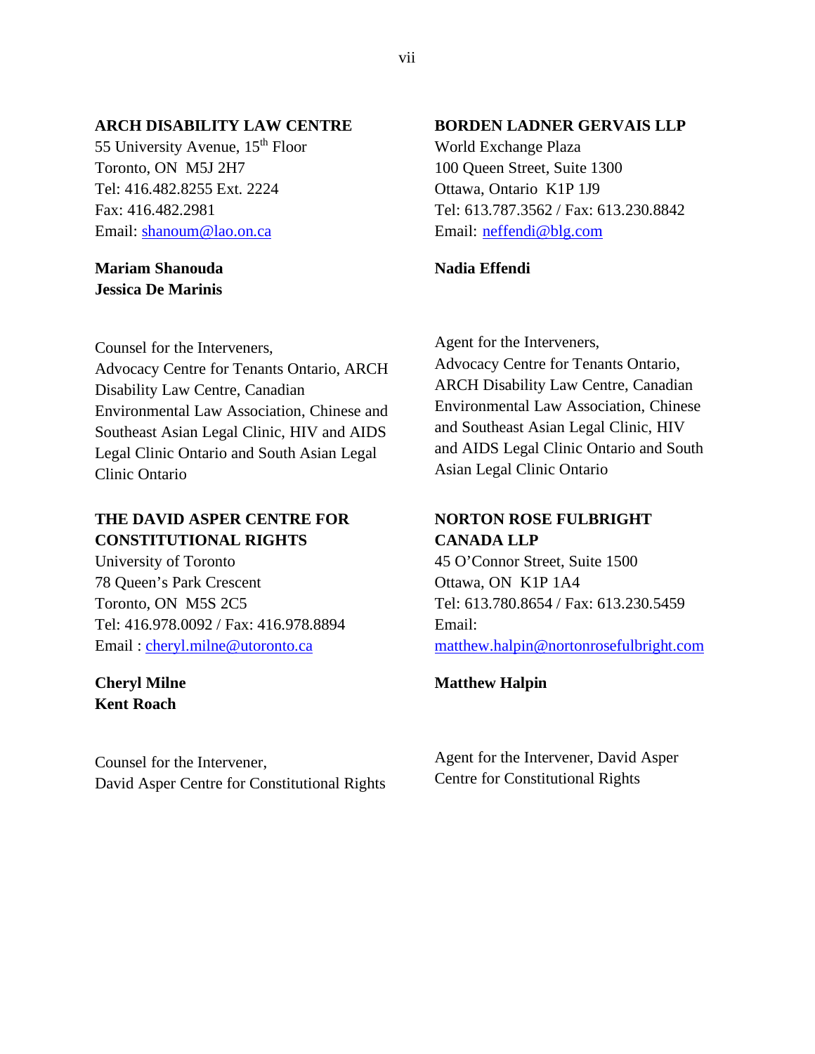**ARCH DISABILITY LAW CENTRE**
55 University Avenue, 15th Floor
Toronto, ON M5J 2H7
Tel: 416.482.8255 Ext. 2224
Fax: 416.482.2981
Email: shanoum@lao.on.ca

**Mariam Shanouda**
**Jessica De Marinis**

Counsel for the Interveners,
Advocacy Centre for Tenants Ontario, ARCH Disability Law Centre, Canadian Environmental Law Association, Chinese and Southeast Asian Legal Clinic, HIV and AIDS Legal Clinic Ontario and South Asian Legal Clinic Ontario

**BORDEN LADNER GERVAIS LLP**
World Exchange Plaza
100 Queen Street, Suite 1300
Ottawa, Ontario K1P 1J9
Tel: 613.787.3562 / Fax: 613.230.8842
Email: neffendi@blg.com

**Nadia Effendi**

Agent for the Interveners,
Advocacy Centre for Tenants Ontario, ARCH Disability Law Centre, Canadian Environmental Law Association, Chinese and Southeast Asian Legal Clinic, HIV and AIDS Legal Clinic Ontario and South Asian Legal Clinic Ontario

**THE DAVID ASPER CENTRE FOR CONSTITUTIONAL RIGHTS**
University of Toronto
78 Queen's Park Crescent
Toronto, ON M5S 2C5
Tel: 416.978.0092 / Fax: 416.978.8894
Email : cheryl.milne@utoronto.ca

**Cheryl Milne**
**Kent Roach**

Counsel for the Intervener,
David Asper Centre for Constitutional Rights

**NORTON ROSE FULBRIGHT CANADA LLP**
45 O'Connor Street, Suite 1500
Ottawa, ON K1P 1A4
Tel: 613.780.8654 / Fax: 613.230.5459
Email:
matthew.halpin@nortonrosefulbright.com

**Matthew Halpin**

Agent for the Intervener, David Asper Centre for Constitutional Rights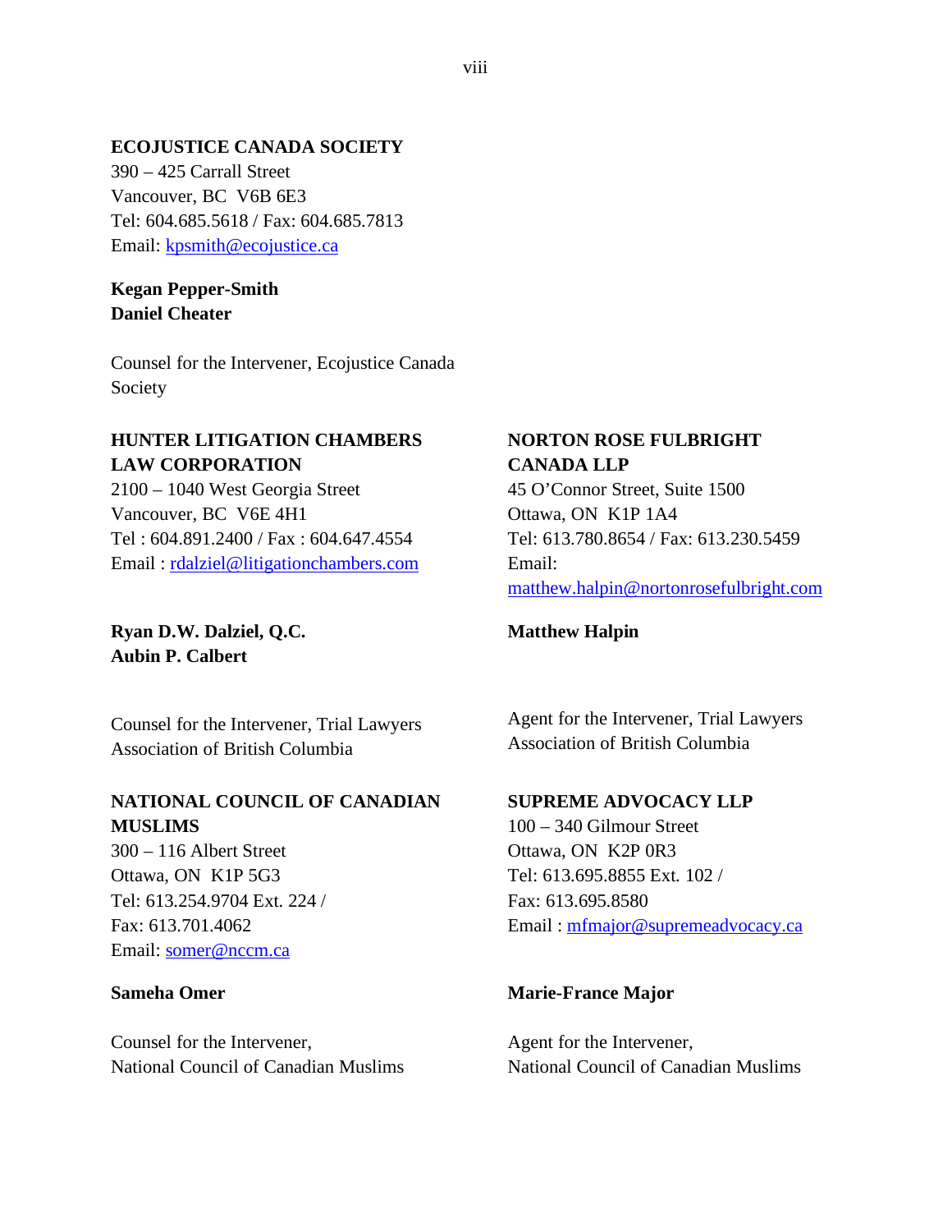**ECOJUSTICE CANADA SOCIETY**
390 – 425 Carrall Street
Vancouver, BC V6B 6E3
Tel: 604.685.5618 / Fax: 604.685.7813
Email: kpsmith@ecojustice.ca

**Kegan Pepper-Smith**
**Daniel Cheater**

Counsel for the Intervener, Ecojustice Canada Society

**HUNTER LITIGATION CHAMBERS LAW CORPORATION**
2100 – 1040 West Georgia Street
Vancouver, BC V6E 4H1
Tel : 604.891.2400 / Fax : 604.647.4554
Email : rdalziel@litigationchambers.com

**Ryan D.W. Dalziel, Q.C.**
**Aubin P. Calbert**

Counsel for the Intervener, Trial Lawyers Association of British Columbia

**NORTON ROSE FULBRIGHT CANADA LLP**
45 O'Connor Street, Suite 1500
Ottawa, ON K1P 1A4
Tel: 613.780.8654 / Fax: 613.230.5459
Email: matthew.halpin@nortonrosefulbright.com

**Matthew Halpin**

Agent for the Intervener, Trial Lawyers Association of British Columbia

**NATIONAL COUNCIL OF CANADIAN MUSLIMS**
300 – 116 Albert Street
Ottawa, ON K1P 5G3
Tel: 613.254.9704 Ext. 224 /
Fax: 613.701.4062
Email: somer@nccm.ca

**Sameha Omer**

Counsel for the Intervener, National Council of Canadian Muslims

**SUPREME ADVOCACY LLP**
100 – 340 Gilmour Street
Ottawa, ON K2P 0R3
Tel: 613.695.8855 Ext. 102 /
Fax: 613.695.8580
Email : mfmajor@supremeadvocacy.ca

**Marie-France Major**

Agent for the Intervener, National Council of Canadian Muslims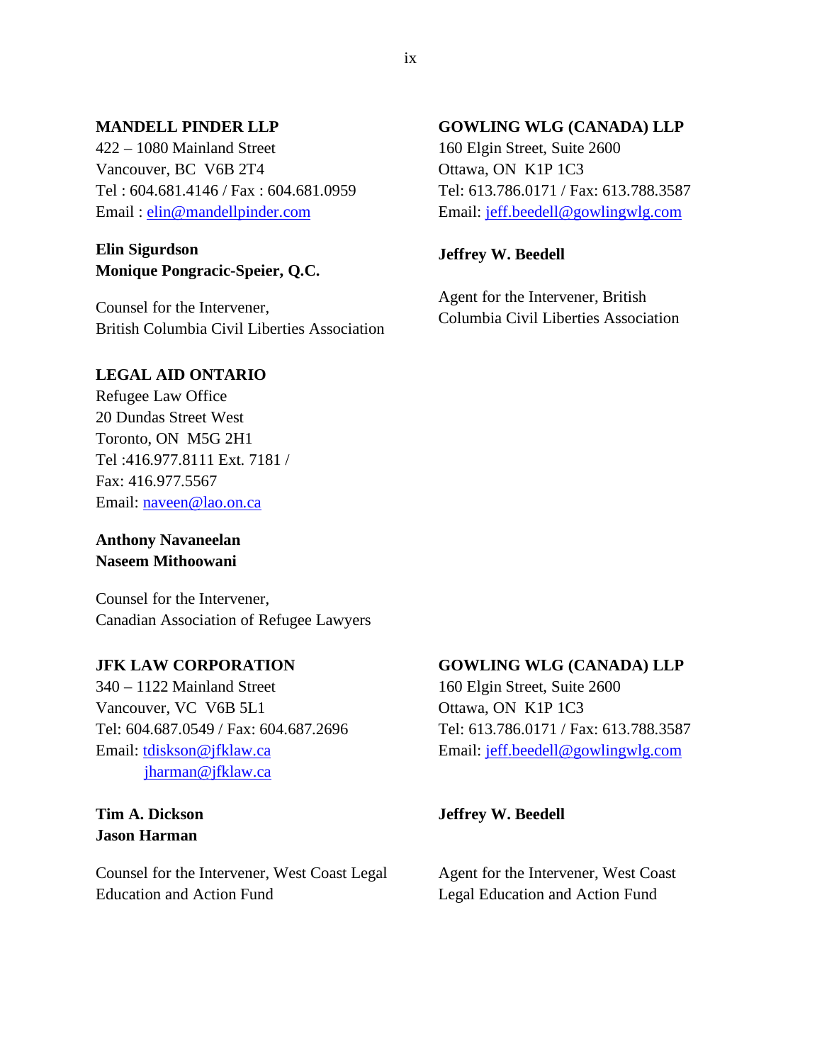**MANDELL PINDER LLP**
422 – 1080 Mainland Street
Vancouver, BC V6B 2T4
Tel : 604.681.4146 / Fax : 604.681.0959
Email : elin@mandellpinder.com

**Elin Sigurdson**
**Monique Pongracic-Speier, Q.C.**

Counsel for the Intervener,
British Columbia Civil Liberties Association

**GOWLING WLG (CANADA) LLP**
160 Elgin Street, Suite 2600
Ottawa, ON K1P 1C3
Tel: 613.786.0171 / Fax: 613.788.3587
Email: jeff.beedell@gowlingwlg.com

**Jeffrey W. Beedell**

Agent for the Intervener, British Columbia Civil Liberties Association

**LEGAL AID ONTARIO**
Refugee Law Office
20 Dundas Street West
Toronto, ON M5G 2H1
Tel :416.977.8111 Ext. 7181 /
Fax: 416.977.5567
Email: naveen@lao.on.ca

**Anthony Navaneelan**
**Naseem Mithoowani**

Counsel for the Intervener,
Canadian Association of Refugee Lawyers

**JFK LAW CORPORATION**
340 – 1122 Mainland Street
Vancouver, VC V6B 5L1
Tel: 604.687.0549 / Fax: 604.687.2696
Email: tdiskson@jfklaw.ca
jharman@jfklaw.ca

**Tim A. Dickson**
**Jason Harman**

Counsel for the Intervener, West Coast Legal Education and Action Fund

**GOWLING WLG (CANADA) LLP**
160 Elgin Street, Suite 2600
Ottawa, ON K1P 1C3
Tel: 613.786.0171 / Fax: 613.788.3587
Email: jeff.beedell@gowlingwlg.com

**Jeffrey W. Beedell**

Agent for the Intervener, West Coast Legal Education and Action Fund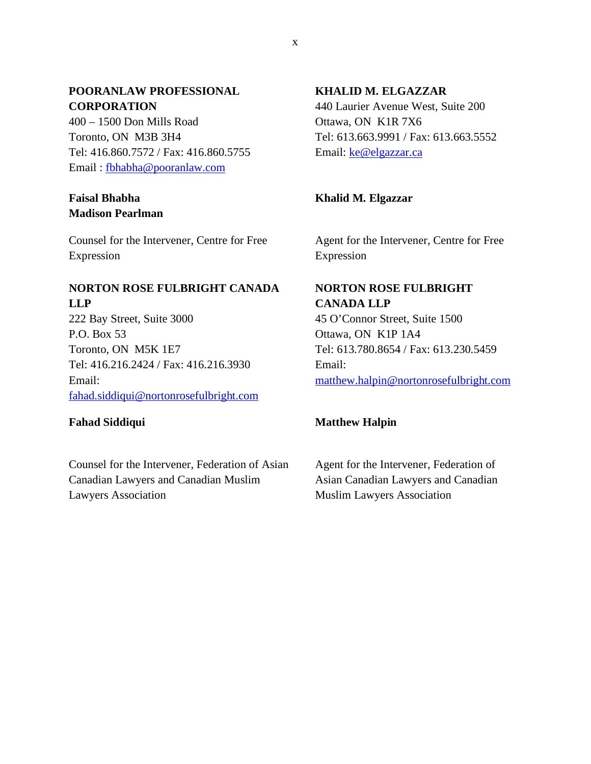**POORANLAW PROFESSIONAL CORPORATION**
400 – 1500 Don Mills Road
Toronto, ON M3B 3H4
Tel: 416.860.7572 / Fax: 416.860.5755
Email : fbhabha@pooranlaw.com

**Faisal Bhabha**
**Madison Pearlman**

Counsel for the Intervener, Centre for Free Expression

**KHALID M. ELGAZZAR**
440 Laurier Avenue West, Suite 200
Ottawa, ON K1R 7X6
Tel: 613.663.9991 / Fax: 613.663.5552
Email: ke@elgazzar.ca

**Khalid M. Elgazzar**

Agent for the Intervener, Centre for Free Expression

**NORTON ROSE FULBRIGHT CANADA LLP**
222 Bay Street, Suite 3000
P.O. Box 53
Toronto, ON M5K 1E7
Tel: 416.216.2424 / Fax: 416.216.3930
Email:
fahad.siddiqui@nortonrosefulbright.com

**Fahad Siddiqui**

Counsel for the Intervener, Federation of Asian Canadian Lawyers and Canadian Muslim Lawyers Association

**NORTON ROSE FULBRIGHT CANADA LLP**
45 O'Connor Street, Suite 1500
Ottawa, ON K1P 1A4
Tel: 613.780.8654 / Fax: 613.230.5459
Email:
matthew.halpin@nortonrosefulbright.com

**Matthew Halpin**

Agent for the Intervener, Federation of Asian Canadian Lawyers and Canadian Muslim Lawyers Association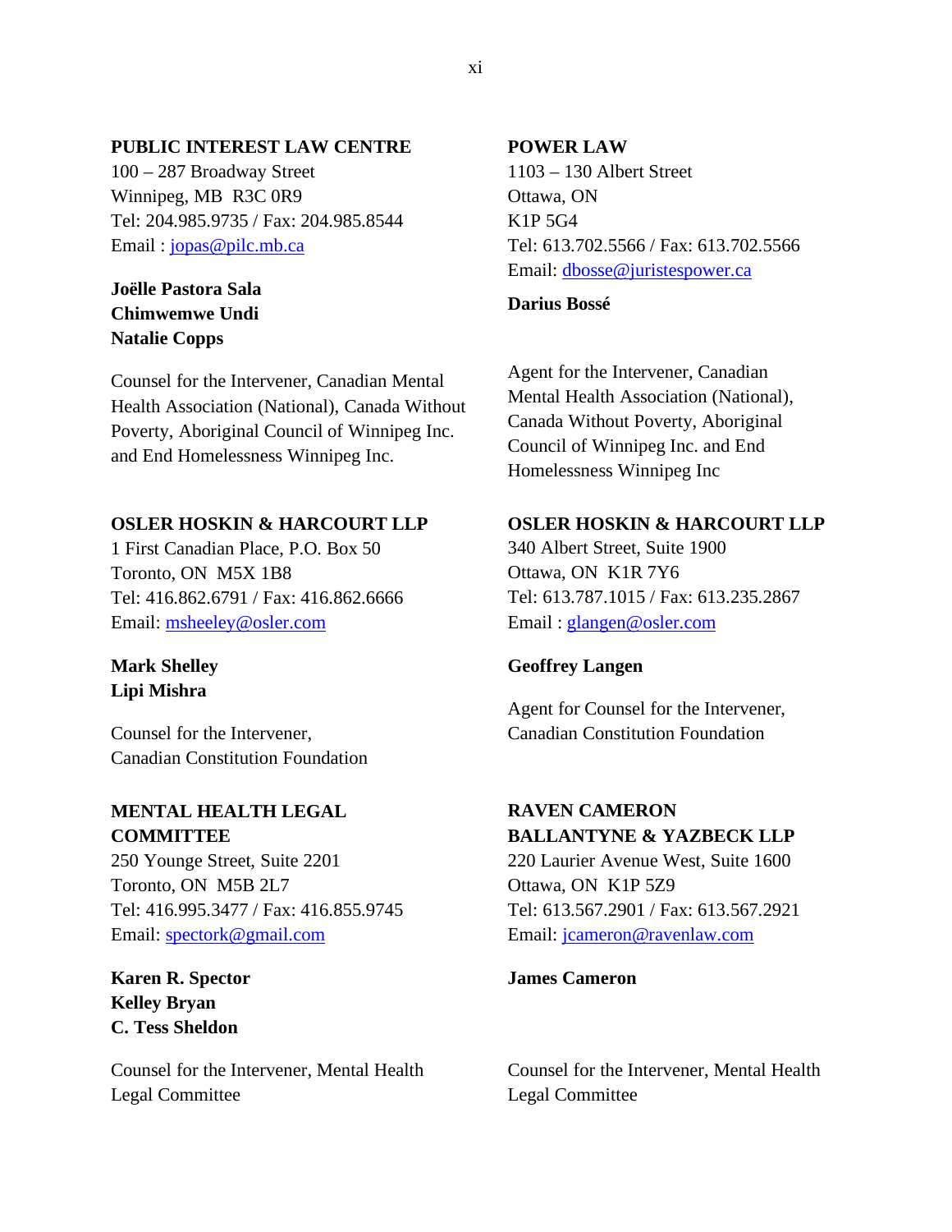**PUBLIC INTEREST LAW CENTRE**
100 – 287 Broadway Street
Winnipeg, MB R3C 0R9
Tel: 204.985.9735 / Fax: 204.985.8544
Email : jopas@pilc.mb.ca

**Joëlle Pastora Sala**
**Chimwemwe Undi**
**Natalie Copps**

Counsel for the Intervener, Canadian Mental Health Association (National), Canada Without Poverty, Aboriginal Council of Winnipeg Inc. and End Homelessness Winnipeg Inc.

**POWER LAW**
1103 – 130 Albert Street
Ottawa, ON
K1P 5G4
Tel: 613.702.5566 / Fax: 613.702.5566
Email: dbosse@juristespower.ca

**Darius Bossé**

Agent for the Intervener, Canadian Mental Health Association (National), Canada Without Poverty, Aboriginal Council of Winnipeg Inc. and End Homelessness Winnipeg Inc

**OSLER HOSKIN & HARCOURT LLP**
1 First Canadian Place, P.O. Box 50
Toronto, ON M5X 1B8
Tel: 416.862.6791 / Fax: 416.862.6666
Email: msheeley@osler.com

**Mark Shelley**
**Lipi Mishra**

Counsel for the Intervener, Canadian Constitution Foundation

**OSLER HOSKIN & HARCOURT LLP**
340 Albert Street, Suite 1900
Ottawa, ON K1R 7Y6
Tel: 613.787.1015 / Fax: 613.235.2867
Email : glangen@osler.com

**Geoffrey Langen**

Agent for Counsel for the Intervener, Canadian Constitution Foundation

**MENTAL HEALTH LEGAL COMMITTEE**
250 Younge Street, Suite 2201
Toronto, ON M5B 2L7
Tel: 416.995.3477 / Fax: 416.855.9745
Email: spectork@gmail.com

**Karen R. Spector**
**Kelley Bryan**
**C. Tess Sheldon**

Counsel for the Intervener, Mental Health Legal Committee

**RAVEN CAMERON BALLANTYNE & YAZBECK LLP**
220 Laurier Avenue West, Suite 1600
Ottawa, ON K1P 5Z9
Tel: 613.567.2901 / Fax: 613.567.2921
Email: jcameron@ravenlaw.com

**James Cameron**

Counsel for the Intervener, Mental Health Legal Committee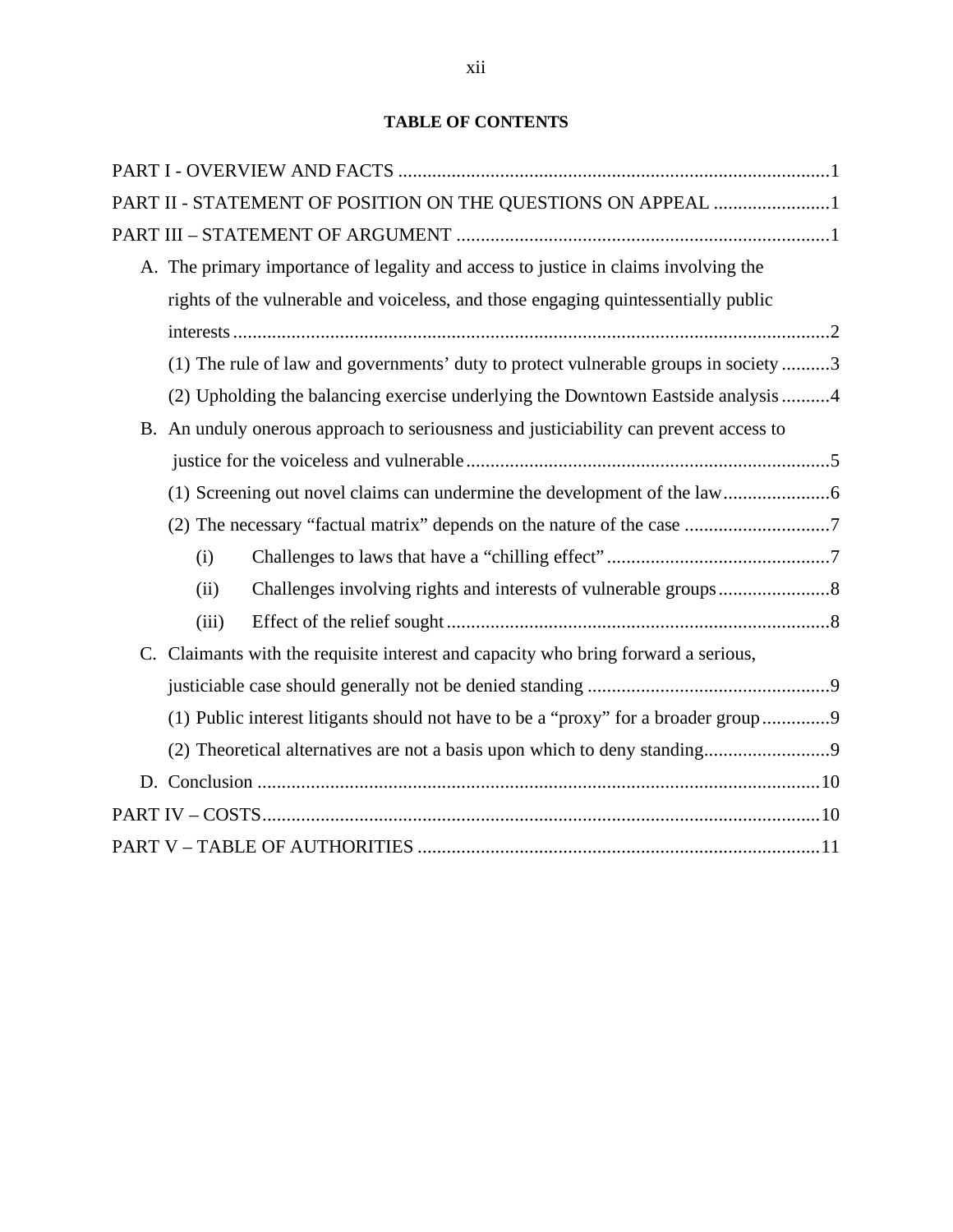## TABLE OF CONTENTS

PART I - OVERVIEW AND FACTS ........................................................................................1

PART II - STATEMENT OF POSITION ON THE QUESTIONS ON APPEAL ........................1

PART III – STATEMENT OF ARGUMENT ............................................................................1

- A. The primary importance of legality and access to justice in claims involving the rights of the vulnerable and voiceless, and those engaging quintessentially public interests ..........................................................................................................................2
  - (1) The rule of law and governments' duty to protect vulnerable groups in society ..........3
  - (2) Upholding the balancing exercise underlying the Downtown Eastside analysis ..........4
- B. An unduly onerous approach to seriousness and justiciability can prevent access to justice for the voiceless and vulnerable ..........................................................................5
  - (1) Screening out novel claims can undermine the development of the law......................6
  - (2) The necessary "factual matrix" depends on the nature of the case ..............................7
    - (i) Challenges to laws that have a "chilling effect" ..............................................7
    - (ii) Challenges involving rights and interests of vulnerable groups.......................8
    - (iii) Effect of the relief sought ..............................................................................8
- C. Claimants with the requisite interest and capacity who bring forward a serious, justiciable case should generally not be denied standing ..................................................9
  - (1) Public interest litigants should not have to be a "proxy" for a broader group..............9
  - (2) Theoretical alternatives are not a basis upon which to deny standing..........................9
- D. Conclusion ..................................................................................................................10

PART IV – COSTS..................................................................................................................10

PART V – TABLE OF AUTHORITIES ..................................................................................11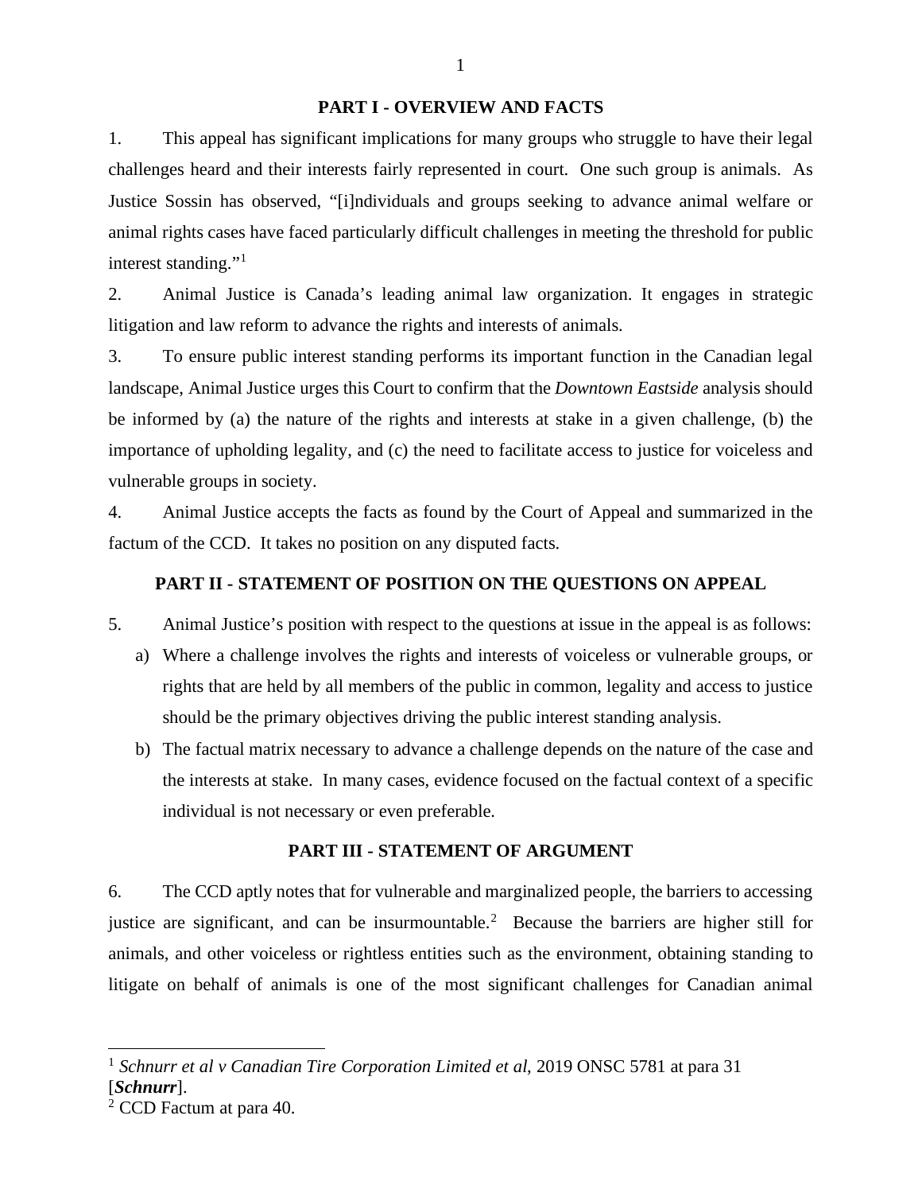## PART I - OVERVIEW AND FACTS

1. This appeal has significant implications for many groups who struggle to have their legal challenges heard and their interests fairly represented in court. One such group is animals. As Justice Sossin has observed, "[i]ndividuals and groups seeking to advance animal welfare or animal rights cases have faced particularly difficult challenges in meeting the threshold for public interest standing."[1]

2. Animal Justice is Canada's leading animal law organization. It engages in strategic litigation and law reform to advance the rights and interests of animals.

3. To ensure public interest standing performs its important function in the Canadian legal landscape, Animal Justice urges this Court to confirm that the *Downtown Eastside* analysis should be informed by (a) the nature of the rights and interests at stake in a given challenge, (b) the importance of upholding legality, and (c) the need to facilitate access to justice for voiceless and vulnerable groups in society.

4. Animal Justice accepts the facts as found by the Court of Appeal and summarized in the factum of the CCD. It takes no position on any disputed facts.

## PART II - STATEMENT OF POSITION ON THE QUESTIONS ON APPEAL

5. Animal Justice's position with respect to the questions at issue in the appeal is as follows:

   a) Where a challenge involves the rights and interests of voiceless or vulnerable groups, or rights that are held by all members of the public in common, legality and access to justice should be the primary objectives driving the public interest standing analysis.

   b) The factual matrix necessary to advance a challenge depends on the nature of the case and the interests at stake. In many cases, evidence focused on the factual context of a specific individual is not necessary or even preferable.

## PART III - STATEMENT OF ARGUMENT

6. The CCD aptly notes that for vulnerable and marginalized people, the barriers to accessing justice are significant, and can be insurmountable.[2] Because the barriers are higher still for animals, and other voiceless or rightless entities such as the environment, obtaining standing to litigate on behalf of animals is one of the most significant challenges for Canadian animal

---

[1] *Schnurr et al v Canadian Tire Corporation Limited et al*, 2019 ONSC 5781 at para 31 [***Schnurr***].

[2] CCD Factum at para 40.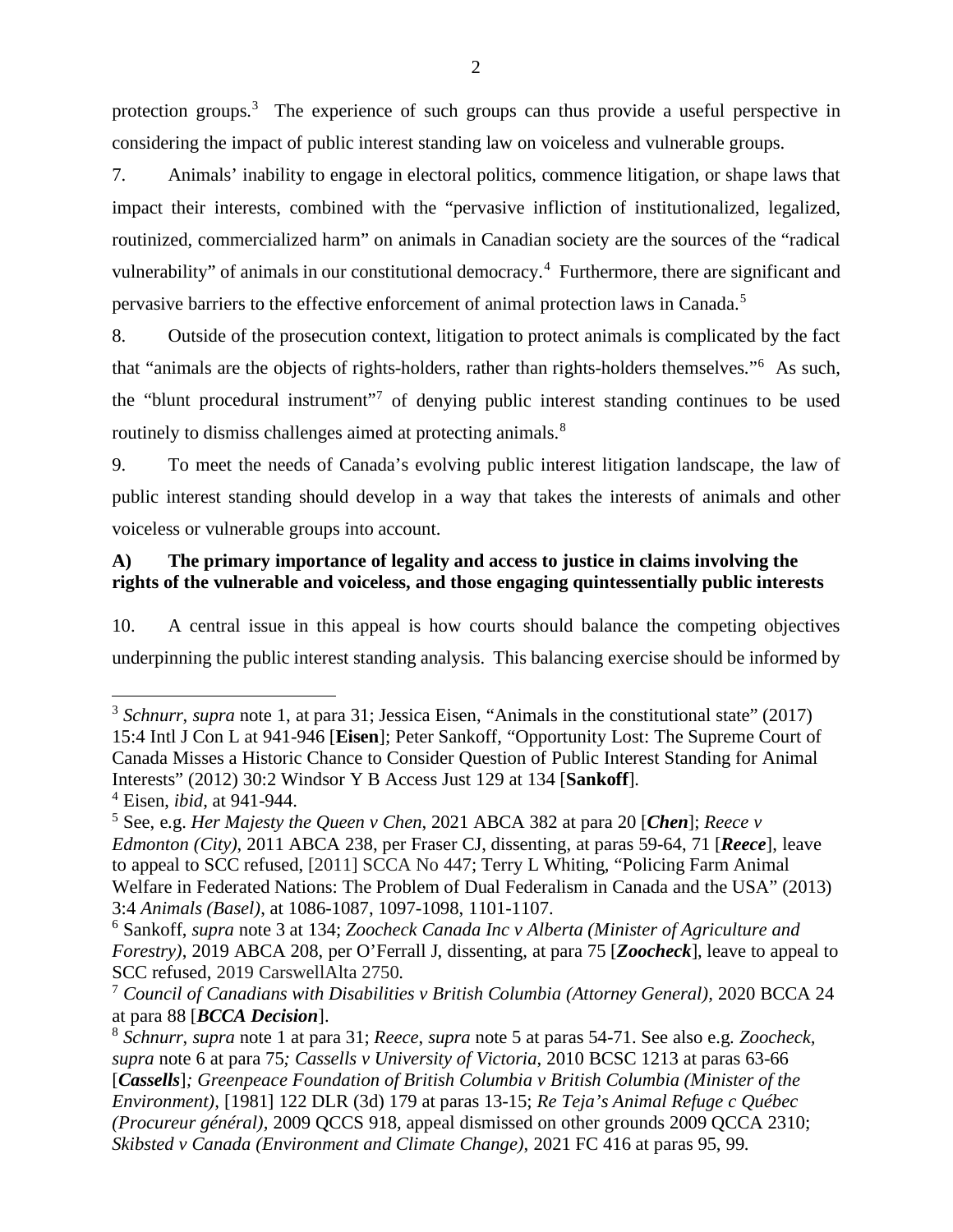protection groups.[3] The experience of such groups can thus provide a useful perspective in considering the impact of public interest standing law on voiceless and vulnerable groups.

7. Animals' inability to engage in electoral politics, commence litigation, or shape laws that impact their interests, combined with the "pervasive infliction of institutionalized, legalized, routinized, commercialized harm" on animals in Canadian society are the sources of the "radical vulnerability" of animals in our constitutional democracy.[4] Furthermore, there are significant and pervasive barriers to the effective enforcement of animal protection laws in Canada.[5]

8. Outside of the prosecution context, litigation to protect animals is complicated by the fact that "animals are the objects of rights-holders, rather than rights-holders themselves."[6] As such, the "blunt procedural instrument"[7] of denying public interest standing continues to be used routinely to dismiss challenges aimed at protecting animals.[8]

9. To meet the needs of Canada's evolving public interest litigation landscape, the law of public interest standing should develop in a way that takes the interests of animals and other voiceless or vulnerable groups into account.

### A) The primary importance of legality and access to justice in claims involving the rights of the vulnerable and voiceless, and those engaging quintessentially public interests

10. A central issue in this appeal is how courts should balance the competing objectives underpinning the public interest standing analysis. This balancing exercise should be informed by

---

[3] *Schnurr*, *supra* note 1, at para 31; Jessica Eisen, "Animals in the constitutional state" (2017) 15:4 Intl J Con L at 941-946 [**Eisen**]; Peter Sankoff, "Opportunity Lost: The Supreme Court of Canada Misses a Historic Chance to Consider Question of Public Interest Standing for Animal Interests" (2012) 30:2 Windsor Y B Access Just 129 at 134 [**Sankoff**].

[4] Eisen, *ibid*, at 941-944.

[5] See, e.g. *Her Majesty the Queen v Chen*, 2021 ABCA 382 at para 20 [***Chen***]; *Reece v Edmonton (City)*, 2011 ABCA 238, per Fraser CJ, dissenting, at paras 59-64, 71 [***Reece***], leave to appeal to SCC refused, [2011] SCCA No 447; Terry L Whiting, "Policing Farm Animal Welfare in Federated Nations: The Problem of Dual Federalism in Canada and the USA" (2013) 3:4 *Animals (Basel)*, at 1086-1087, 1097-1098, 1101-1107.

[6] Sankoff, *supra* note 3 at 134; *Zoocheck Canada Inc v Alberta (Minister of Agriculture and Forestry)*, 2019 ABCA 208, per O'Ferrall J, dissenting, at para 75 [***Zoocheck***], leave to appeal to SCC refused, 2019 CarswellAlta 2750.

[7] *Council of Canadians with Disabilities v British Columbia (Attorney General)*, 2020 BCCA 24 at para 88 [***BCCA Decision***].

[8] *Schnurr*, *supra* note 1 at para 31; *Reece*, *supra* note 5 at paras 54-71. See also e.g. *Zoocheck*, *supra* note 6 at para 75*; Cassells v University of Victoria*, 2010 BCSC 1213 at paras 63-66 [***Cassells***]*; Greenpeace Foundation of British Columbia v British Columbia (Minister of the Environment)*, [1981] 122 DLR (3d) 179 at paras 13-15; *Re Teja's Animal Refuge c Québec (Procureur général)*, 2009 QCCS 918, appeal dismissed on other grounds 2009 QCCA 2310; *Skibsted v Canada (Environment and Climate Change)*, 2021 FC 416 at paras 95, 99.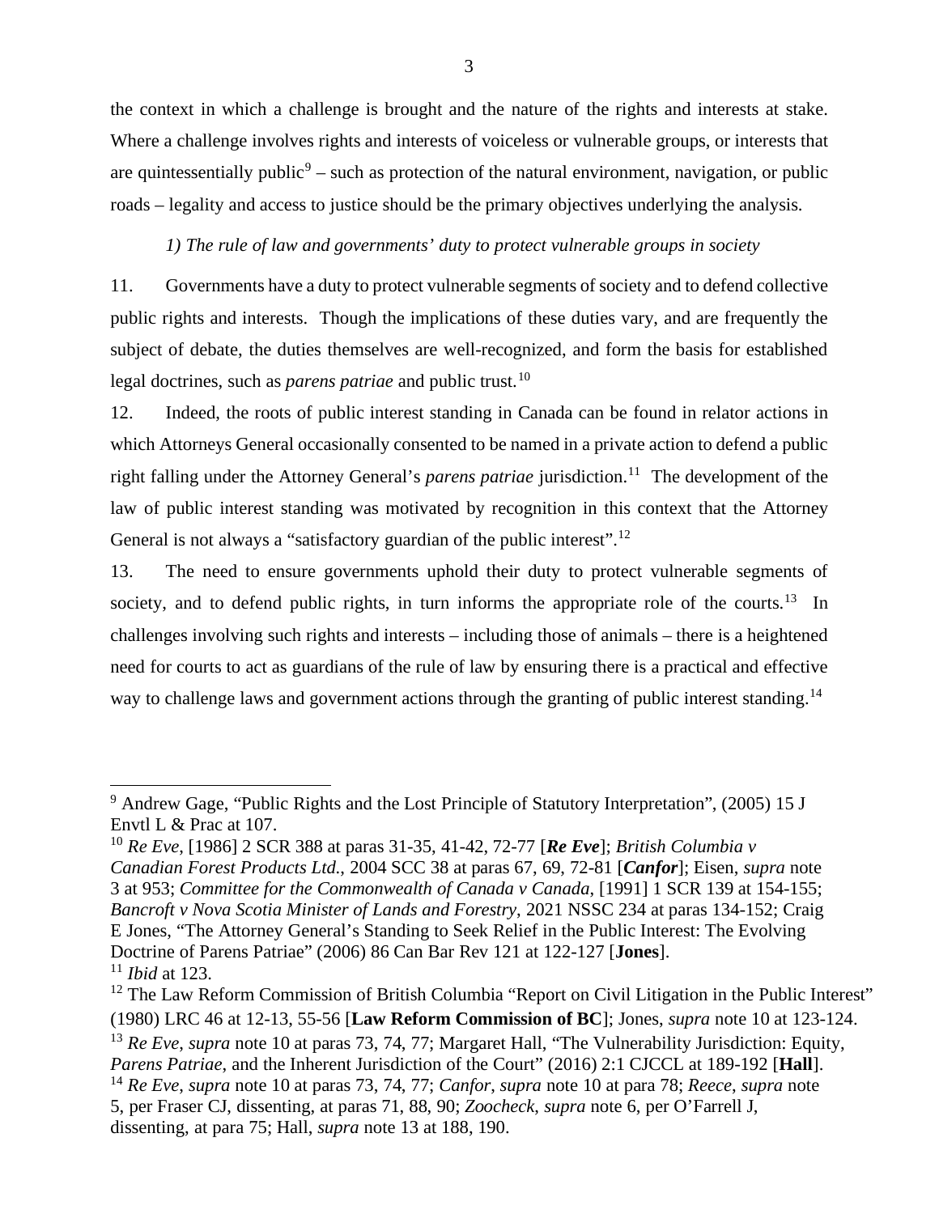the context in which a challenge is brought and the nature of the rights and interests at stake. Where a challenge involves rights and interests of voiceless or vulnerable groups, or interests that are quintessentially public[9] – such as protection of the natural environment, navigation, or public roads – legality and access to justice should be the primary objectives underlying the analysis.

*1) The rule of law and governments' duty to protect vulnerable groups in society*

11. Governments have a duty to protect vulnerable segments of society and to defend collective public rights and interests. Though the implications of these duties vary, and are frequently the subject of debate, the duties themselves are well-recognized, and form the basis for established legal doctrines, such as *parens patriae* and public trust.[10]

12. Indeed, the roots of public interest standing in Canada can be found in relator actions in which Attorneys General occasionally consented to be named in a private action to defend a public right falling under the Attorney General's *parens patriae* jurisdiction.[11] The development of the law of public interest standing was motivated by recognition in this context that the Attorney General is not always a "satisfactory guardian of the public interest".[12]

13. The need to ensure governments uphold their duty to protect vulnerable segments of society, and to defend public rights, in turn informs the appropriate role of the courts.[13] In challenges involving such rights and interests – including those of animals – there is a heightened need for courts to act as guardians of the rule of law by ensuring there is a practical and effective way to challenge laws and government actions through the granting of public interest standing.[14]

---

[9] Andrew Gage, "Public Rights and the Lost Principle of Statutory Interpretation", (2005) 15 J Envtl L & Prac at 107.

[10] *Re Eve*, [1986] 2 SCR 388 at paras 31-35, 41-42, 72-77 [***Re Eve***]; *British Columbia v Canadian Forest Products Ltd.*, 2004 SCC 38 at paras 67, 69, 72-81 [***Canfor***]; Eisen, *supra* note 3 at 953; *Committee for the Commonwealth of Canada v Canada*, [1991] 1 SCR 139 at 154-155; *Bancroft v Nova Scotia Minister of Lands and Forestry*, 2021 NSSC 234 at paras 134-152; Craig E Jones, "The Attorney General's Standing to Seek Relief in the Public Interest: The Evolving Doctrine of Parens Patriae" (2006) 86 Can Bar Rev 121 at 122-127 [**Jones**].

[11] *Ibid* at 123.

[12] The Law Reform Commission of British Columbia "Report on Civil Litigation in the Public Interest" (1980) LRC 46 at 12-13, 55-56 [**Law Reform Commission of BC**]; Jones, *supra* note 10 at 123-124.

[13] *Re Eve*, *supra* note 10 at paras 73, 74, 77; Margaret Hall, "The Vulnerability Jurisdiction: Equity, *Parens Patriae*, and the Inherent Jurisdiction of the Court" (2016) 2:1 CJCCL at 189-192 [**Hall**].

[14] *Re Eve*, *supra* note 10 at paras 73, 74, 77; *Canfor*, *supra* note 10 at para 78; *Reece*, *supra* note 5, per Fraser CJ, dissenting, at paras 71, 88, 90; *Zoocheck*, *supra* note 6, per O'Farrell J, dissenting, at para 75; Hall, *supra* note 13 at 188, 190.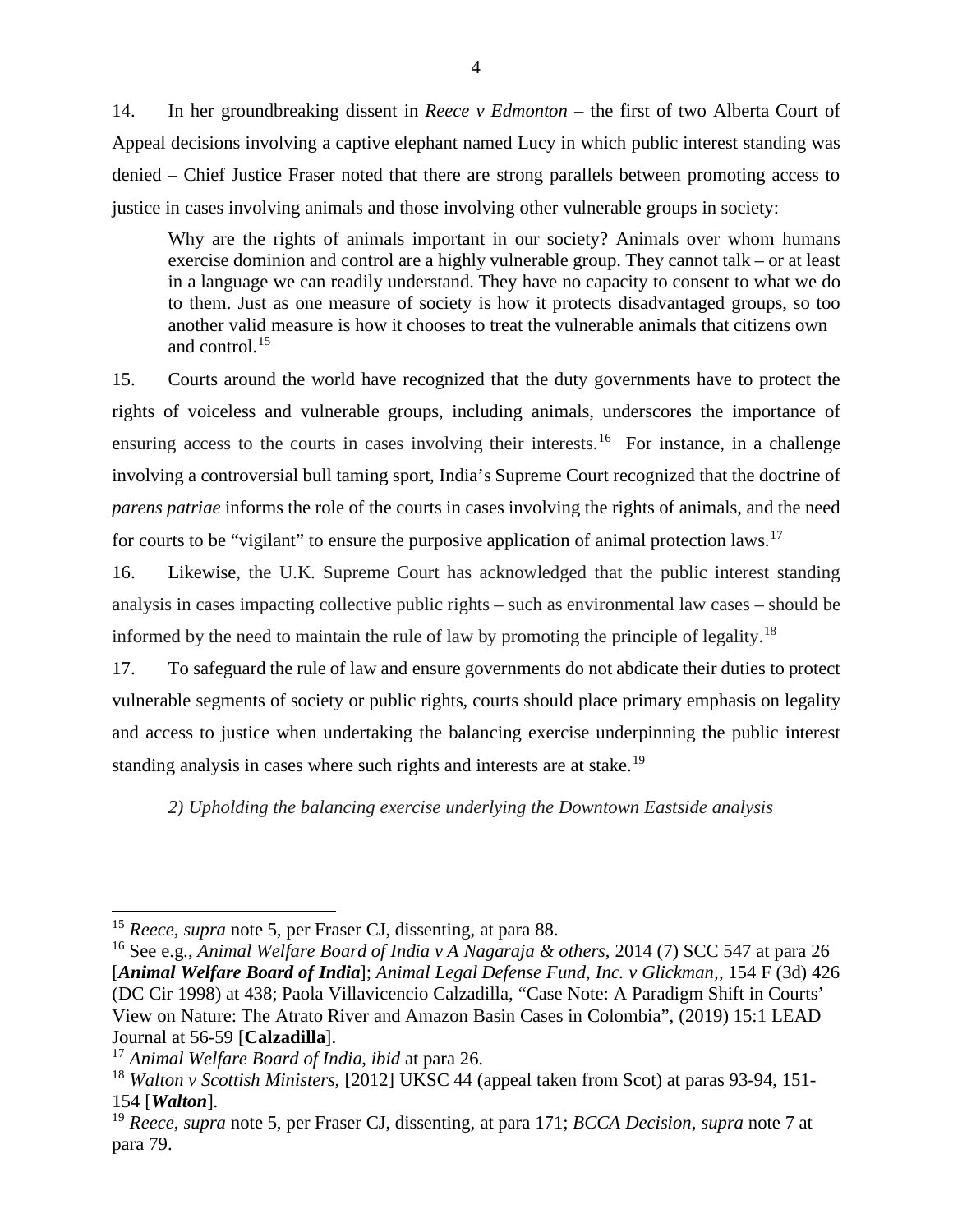14. In her groundbreaking dissent in *Reece v Edmonton* – the first of two Alberta Court of Appeal decisions involving a captive elephant named Lucy in which public interest standing was denied – Chief Justice Fraser noted that there are strong parallels between promoting access to justice in cases involving animals and those involving other vulnerable groups in society:

> Why are the rights of animals important in our society? Animals over whom humans exercise dominion and control are a highly vulnerable group. They cannot talk – or at least in a language we can readily understand. They have no capacity to consent to what we do to them. Just as one measure of society is how it protects disadvantaged groups, so too another valid measure is how it chooses to treat the vulnerable animals that citizens own and control.[15]

15. Courts around the world have recognized that the duty governments have to protect the rights of voiceless and vulnerable groups, including animals, underscores the importance of ensuring access to the courts in cases involving their interests.[16] For instance, in a challenge involving a controversial bull taming sport, India's Supreme Court recognized that the doctrine of *parens patriae* informs the role of the courts in cases involving the rights of animals, and the need for courts to be "vigilant" to ensure the purposive application of animal protection laws.[17]

16. Likewise, the U.K. Supreme Court has acknowledged that the public interest standing analysis in cases impacting collective public rights – such as environmental law cases – should be informed by the need to maintain the rule of law by promoting the principle of legality.[18]

17. To safeguard the rule of law and ensure governments do not abdicate their duties to protect vulnerable segments of society or public rights, courts should place primary emphasis on legality and access to justice when undertaking the balancing exercise underpinning the public interest standing analysis in cases where such rights and interests are at stake.[19]

*2) Upholding the balancing exercise underlying the Downtown Eastside analysis*

---

[15] *Reece*, *supra* note 5, per Fraser CJ, dissenting, at para 88.

[16] See e.g., *Animal Welfare Board of India v A Nagaraja & others*, 2014 (7) SCC 547 at para 26 [***Animal Welfare Board of India***]; *Animal Legal Defense Fund, Inc. v Glickman*,, 154 F (3d) 426 (DC Cir 1998) at 438; Paola Villavicencio Calzadilla, "Case Note: A Paradigm Shift in Courts' View on Nature: The Atrato River and Amazon Basin Cases in Colombia", (2019) 15:1 LEAD Journal at 56-59 [**Calzadilla**].

[17] *Animal Welfare Board of India*, *ibid* at para 26.

[18] *Walton v Scottish Ministers*, [2012] UKSC 44 (appeal taken from Scot) at paras 93-94, 151-154 [***Walton***].

[19] *Reece*, *supra* note 5, per Fraser CJ, dissenting, at para 171; *BCCA Decision*, *supra* note 7 at para 79.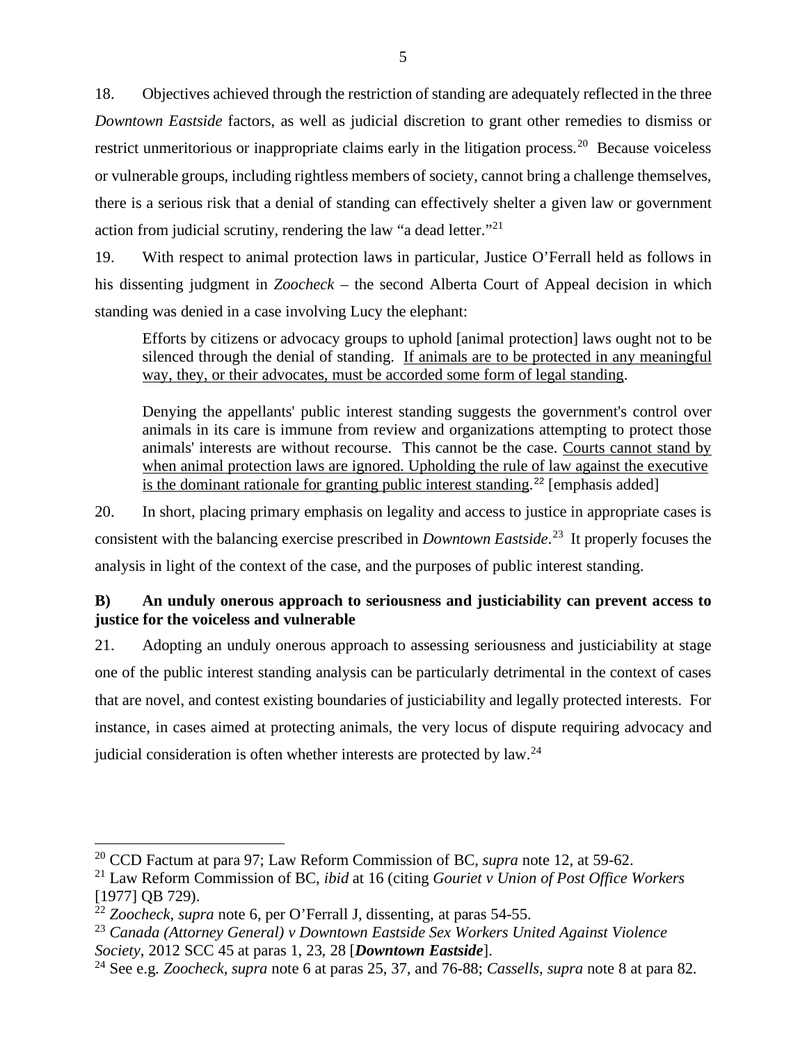18. Objectives achieved through the restriction of standing are adequately reflected in the three *Downtown Eastside* factors, as well as judicial discretion to grant other remedies to dismiss or restrict unmeritorious or inappropriate claims early in the litigation process.[20] Because voiceless or vulnerable groups, including rightless members of society, cannot bring a challenge themselves, there is a serious risk that a denial of standing can effectively shelter a given law or government action from judicial scrutiny, rendering the law "a dead letter."[21]

19. With respect to animal protection laws in particular, Justice O'Ferrall held as follows in his dissenting judgment in *Zoocheck* – the second Alberta Court of Appeal decision in which standing was denied in a case involving Lucy the elephant:

> Efforts by citizens or advocacy groups to uphold [animal protection] laws ought not to be silenced through the denial of standing. <u>If animals are to be protected in any meaningful way, they, or their advocates, must be accorded some form of legal standing</u>.
>
> Denying the appellants' public interest standing suggests the government's control over animals in its care is immune from review and organizations attempting to protect those animals' interests are without recourse. This cannot be the case. <u>Courts cannot stand by when animal protection laws are ignored. Upholding the rule of law against the executive is the dominant rationale for granting public interest standing</u>.[22] [emphasis added]

20. In short, placing primary emphasis on legality and access to justice in appropriate cases is consistent with the balancing exercise prescribed in *Downtown Eastside*.[23] It properly focuses the analysis in light of the context of the case, and the purposes of public interest standing.

### B) An unduly onerous approach to seriousness and justiciability can prevent access to justice for the voiceless and vulnerable

21. Adopting an unduly onerous approach to assessing seriousness and justiciability at stage one of the public interest standing analysis can be particularly detrimental in the context of cases that are novel, and contest existing boundaries of justiciability and legally protected interests. For instance, in cases aimed at protecting animals, the very locus of dispute requiring advocacy and judicial consideration is often whether interests are protected by law.[24]

---

[20] CCD Factum at para 97; Law Reform Commission of BC, *supra* note 12, at 59-62.

[21] Law Reform Commission of BC, *ibid* at 16 (citing *Gouriet v Union of Post Office Workers* [1977] QB 729).

[22] *Zoocheck*, *supra* note 6, per O'Ferrall J, dissenting, at paras 54-55.

[23] *Canada (Attorney General) v Downtown Eastside Sex Workers United Against Violence Society*, 2012 SCC 45 at paras 1, 23, 28 [***Downtown Eastside***].

[24] See e.g. *Zoocheck, supra* note 6 at paras 25, 37, and 76-88; *Cassells, supra* note 8 at para 82.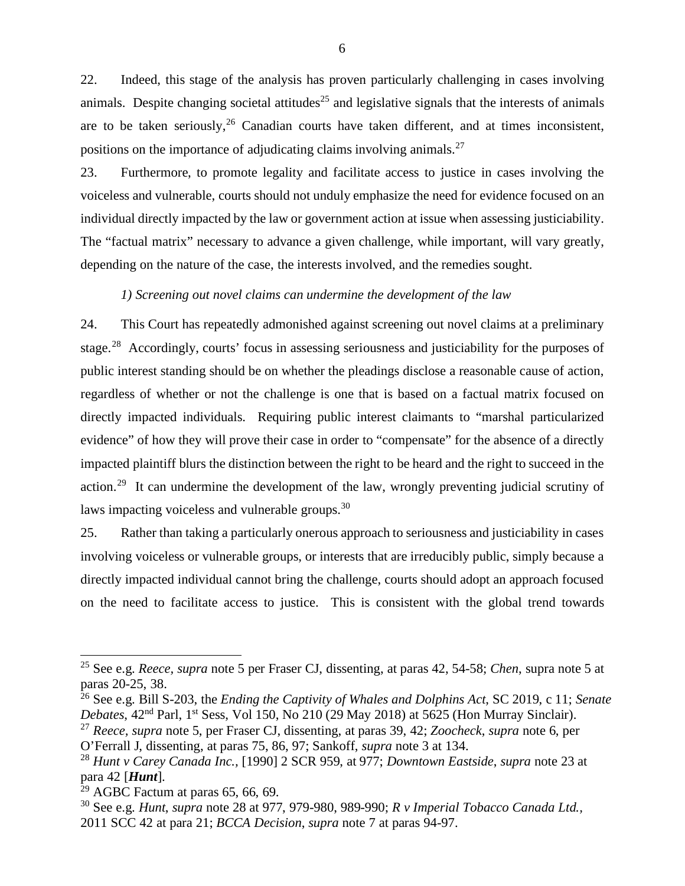22. Indeed, this stage of the analysis has proven particularly challenging in cases involving animals. Despite changing societal attitudes[25] and legislative signals that the interests of animals are to be taken seriously,[26] Canadian courts have taken different, and at times inconsistent, positions on the importance of adjudicating claims involving animals.[27]

23. Furthermore, to promote legality and facilitate access to justice in cases involving the voiceless and vulnerable, courts should not unduly emphasize the need for evidence focused on an individual directly impacted by the law or government action at issue when assessing justiciability. The "factual matrix" necessary to advance a given challenge, while important, will vary greatly, depending on the nature of the case, the interests involved, and the remedies sought.

*1) Screening out novel claims can undermine the development of the law*

24. This Court has repeatedly admonished against screening out novel claims at a preliminary stage.[28] Accordingly, courts' focus in assessing seriousness and justiciability for the purposes of public interest standing should be on whether the pleadings disclose a reasonable cause of action, regardless of whether or not the challenge is one that is based on a factual matrix focused on directly impacted individuals. Requiring public interest claimants to "marshal particularized evidence" of how they will prove their case in order to "compensate" for the absence of a directly impacted plaintiff blurs the distinction between the right to be heard and the right to succeed in the action.[29] It can undermine the development of the law, wrongly preventing judicial scrutiny of laws impacting voiceless and vulnerable groups.[30]

25. Rather than taking a particularly onerous approach to seriousness and justiciability in cases involving voiceless or vulnerable groups, or interests that are irreducibly public, simply because a directly impacted individual cannot bring the challenge, courts should adopt an approach focused on the need to facilitate access to justice. This is consistent with the global trend towards

---

[25] See e.g. *Reece, supra* note 5 per Fraser CJ, dissenting, at paras 42, 54-58; *Chen*, supra note 5 at paras 20-25, 38.

[26] See e.g. Bill S-203, the *Ending the Captivity of Whales and Dolphins Act*, SC 2019, c 11; *Senate Debates*, 42nd Parl, 1st Sess, Vol 150, No 210 (29 May 2018) at 5625 (Hon Murray Sinclair).

[27] *Reece, supra* note 5, per Fraser CJ, dissenting, at paras 39, 42; *Zoocheck*, *supra* note 6, per O'Ferrall J, dissenting, at paras 75, 86, 97; Sankoff, *supra* note 3 at 134.

[28] *Hunt v Carey Canada Inc.,* [1990] 2 SCR 959, at 977; *Downtown Eastside*, *supra* note 23 at para 42 [***Hunt***].

[29] AGBC Factum at paras 65, 66, 69.

[30] See e.g. *Hunt*, *supra* note 28 at 977, 979-980, 989-990; *R v Imperial Tobacco Canada Ltd.,* 2011 SCC 42 at para 21; *BCCA Decision*, *supra* note 7 at paras 94-97.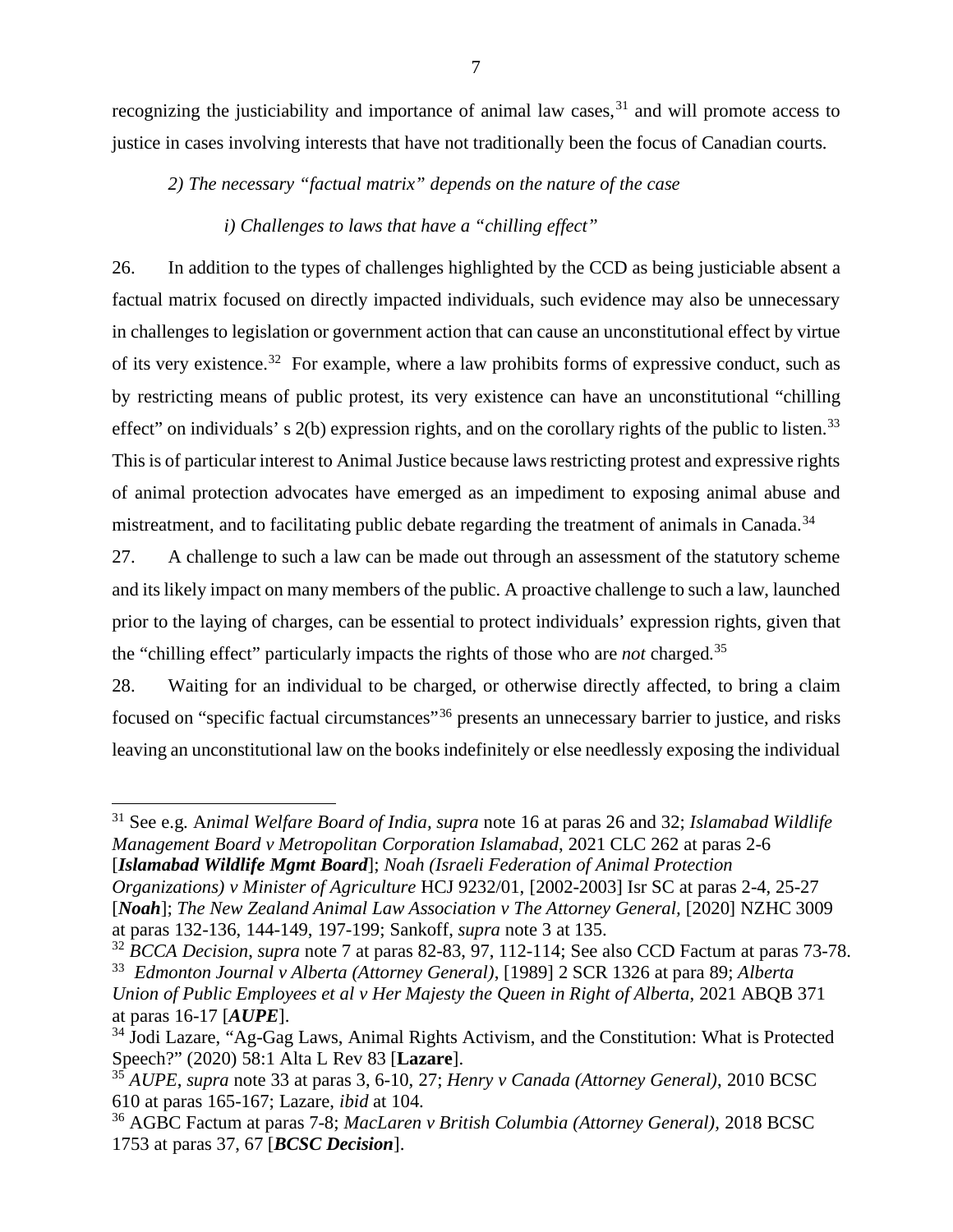recognizing the justiciability and importance of animal law cases,[31] and will promote access to justice in cases involving interests that have not traditionally been the focus of Canadian courts.

*2) The necessary "factual matrix" depends on the nature of the case*

*i) Challenges to laws that have a "chilling effect"*

26. In addition to the types of challenges highlighted by the CCD as being justiciable absent a factual matrix focused on directly impacted individuals, such evidence may also be unnecessary in challenges to legislation or government action that can cause an unconstitutional effect by virtue of its very existence.[32] For example, where a law prohibits forms of expressive conduct, such as by restricting means of public protest, its very existence can have an unconstitutional "chilling effect" on individuals' s 2(b) expression rights, and on the corollary rights of the public to listen.[33] This is of particular interest to Animal Justice because laws restricting protest and expressive rights of animal protection advocates have emerged as an impediment to exposing animal abuse and mistreatment, and to facilitating public debate regarding the treatment of animals in Canada.[34]

27. A challenge to such a law can be made out through an assessment of the statutory scheme and its likely impact on many members of the public. A proactive challenge to such a law, launched prior to the laying of charges, can be essential to protect individuals' expression rights, given that the "chilling effect" particularly impacts the rights of those who are *not* charged.[35]

28. Waiting for an individual to be charged, or otherwise directly affected, to bring a claim focused on "specific factual circumstances"[36] presents an unnecessary barrier to justice, and risks leaving an unconstitutional law on the books indefinitely or else needlessly exposing the individual

---

[31] See e.g. *Animal Welfare Board of India, supra* note 16 at paras 26 and 32; *Islamabad Wildlife Management Board v Metropolitan Corporation Islamabad*, 2021 CLC 262 at paras 2-6 [***Islamabad Wildlife Mgmt Board***]; *Noah (Israeli Federation of Animal Protection Organizations) v Minister of Agriculture* HCJ 9232/01, [2002-2003] Isr SC at paras 2-4, 25-27 [***Noah***]; *The New Zealand Animal Law Association v The Attorney General*, [2020] NZHC 3009 at paras 132-136, 144-149, 197-199; Sankoff, *supra* note 3 at 135.

[32] *BCCA Decision*, *supra* note 7 at paras 82-83, 97, 112-114; See also CCD Factum at paras 73-78.

[33] *Edmonton Journal v Alberta (Attorney General)*, [1989] 2 SCR 1326 at para 89; *Alberta Union of Public Employees et al v Her Majesty the Queen in Right of Alberta*, 2021 ABQB 371 at paras 16-17 [***AUPE***].

[34] Jodi Lazare, "Ag-Gag Laws, Animal Rights Activism, and the Constitution: What is Protected Speech?" (2020) 58:1 Alta L Rev 83 [**Lazare**].

[35] *AUPE*, *supra* note 33 at paras 3, 6-10, 27; *Henry v Canada (Attorney General)*, 2010 BCSC 610 at paras 165-167; Lazare, *ibid* at 104.

[36] AGBC Factum at paras 7-8; *MacLaren v British Columbia (Attorney General)*, 2018 BCSC 1753 at paras 37, 67 [***BCSC Decision***].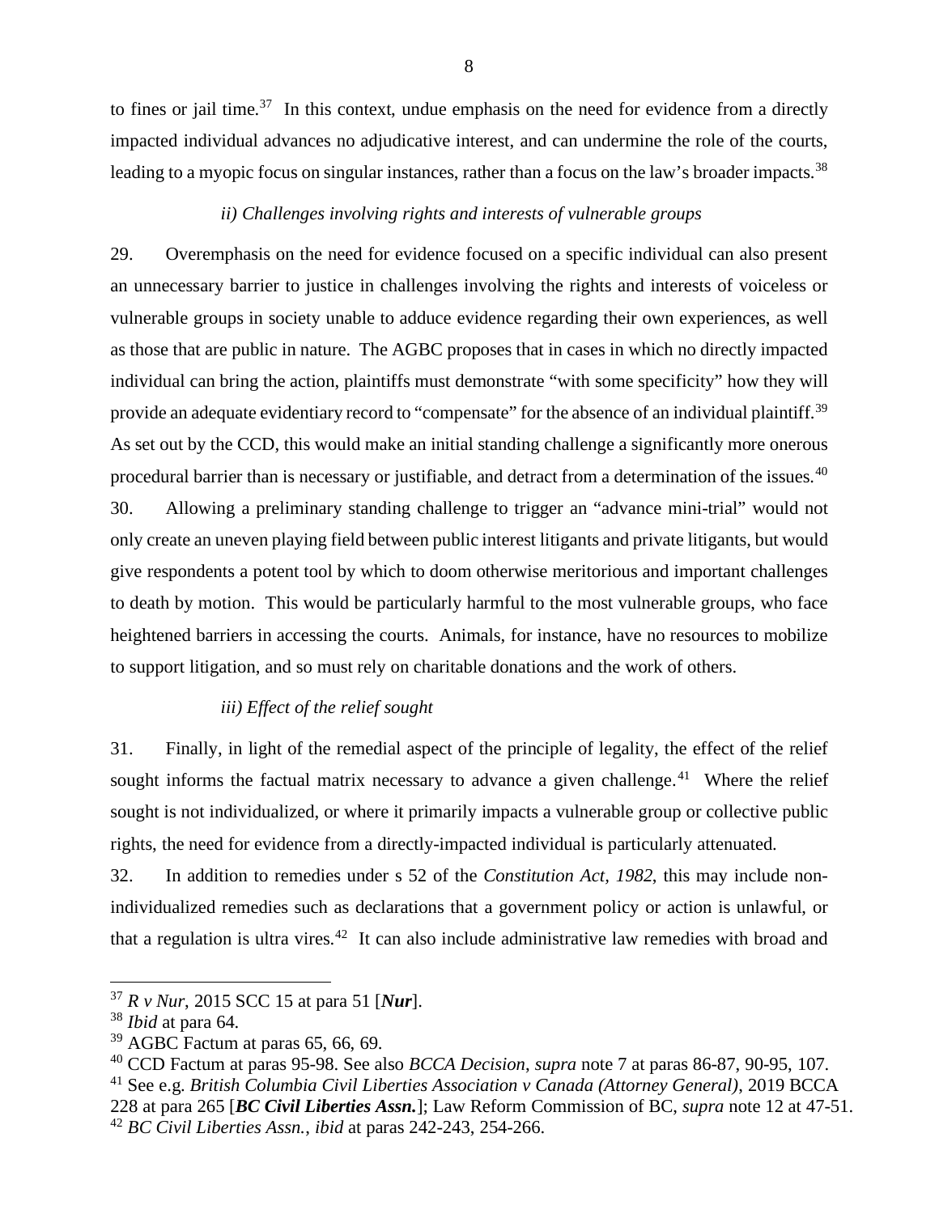to fines or jail time.[37] In this context, undue emphasis on the need for evidence from a directly impacted individual advances no adjudicative interest, and can undermine the role of the courts, leading to a myopic focus on singular instances, rather than a focus on the law's broader impacts.[38]

*ii) Challenges involving rights and interests of vulnerable groups*

29. Overemphasis on the need for evidence focused on a specific individual can also present an unnecessary barrier to justice in challenges involving the rights and interests of voiceless or vulnerable groups in society unable to adduce evidence regarding their own experiences, as well as those that are public in nature. The AGBC proposes that in cases in which no directly impacted individual can bring the action, plaintiffs must demonstrate "with some specificity" how they will provide an adequate evidentiary record to "compensate" for the absence of an individual plaintiff.[39] As set out by the CCD, this would make an initial standing challenge a significantly more onerous procedural barrier than is necessary or justifiable, and detract from a determination of the issues.[40]

30. Allowing a preliminary standing challenge to trigger an "advance mini-trial" would not only create an uneven playing field between public interest litigants and private litigants, but would give respondents a potent tool by which to doom otherwise meritorious and important challenges to death by motion. This would be particularly harmful to the most vulnerable groups, who face heightened barriers in accessing the courts. Animals, for instance, have no resources to mobilize to support litigation, and so must rely on charitable donations and the work of others.

*iii) Effect of the relief sought*

31. Finally, in light of the remedial aspect of the principle of legality, the effect of the relief sought informs the factual matrix necessary to advance a given challenge.[41] Where the relief sought is not individualized, or where it primarily impacts a vulnerable group or collective public rights, the need for evidence from a directly-impacted individual is particularly attenuated.

32. In addition to remedies under s 52 of the *Constitution Act, 1982*, this may include non-individualized remedies such as declarations that a government policy or action is unlawful, or that a regulation is ultra vires.[42] It can also include administrative law remedies with broad and

---

[37] *R v Nur*, 2015 SCC 15 at para 51 [***Nur***].

[38] *Ibid* at para 64.

[39] AGBC Factum at paras 65, 66, 69.

[40] CCD Factum at paras 95-98. See also *BCCA Decision*, *supra* note 7 at paras 86-87, 90-95, 107.

[41] See e.g. *British Columbia Civil Liberties Association v Canada (Attorney General)*, 2019 BCCA 228 at para 265 [***BC Civil Liberties Assn.***]; Law Reform Commission of BC, *supra* note 12 at 47-51.

[42] *BC Civil Liberties Assn.*, *ibid* at paras 242-243, 254-266.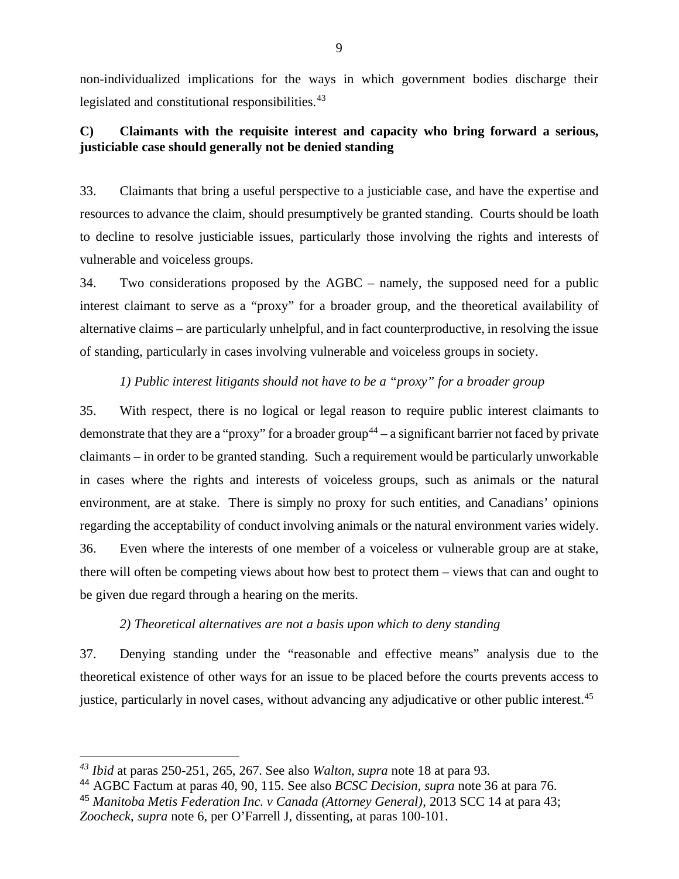non-individualized implications for the ways in which government bodies discharge their legislated and constitutional responsibilities.[43]

**C) Claimants with the requisite interest and capacity who bring forward a serious, justiciable case should generally not be denied standing**

33. Claimants that bring a useful perspective to a justiciable case, and have the expertise and resources to advance the claim, should presumptively be granted standing. Courts should be loath to decline to resolve justiciable issues, particularly those involving the rights and interests of vulnerable and voiceless groups.

34. Two considerations proposed by the AGBC – namely, the supposed need for a public interest claimant to serve as a "proxy" for a broader group, and the theoretical availability of alternative claims – are particularly unhelpful, and in fact counterproductive, in resolving the issue of standing, particularly in cases involving vulnerable and voiceless groups in society.

*1) Public interest litigants should not have to be a "proxy" for a broader group*

35. With respect, there is no logical or legal reason to require public interest claimants to demonstrate that they are a "proxy" for a broader group[44] – a significant barrier not faced by private claimants – in order to be granted standing. Such a requirement would be particularly unworkable in cases where the rights and interests of voiceless groups, such as animals or the natural environment, are at stake. There is simply no proxy for such entities, and Canadians' opinions regarding the acceptability of conduct involving animals or the natural environment varies widely.

36. Even where the interests of one member of a voiceless or vulnerable group are at stake, there will often be competing views about how best to protect them – views that can and ought to be given due regard through a hearing on the merits.

*2) Theoretical alternatives are not a basis upon which to deny standing*

37. Denying standing under the "reasonable and effective means" analysis due to the theoretical existence of other ways for an issue to be placed before the courts prevents access to justice, particularly in novel cases, without advancing any adjudicative or other public interest.[45]

---

[43] *Ibid* at paras 250-251, 265, 267. See also *Walton*, *supra* note 18 at para 93.

[44] AGBC Factum at paras 40, 90, 115. See also *BCSC Decision*, *supra* note 36 at para 76.

[45] *Manitoba Metis Federation Inc. v Canada (Attorney General)*, 2013 SCC 14 at para 43; *Zoocheck*, *supra* note 6, per O'Farrell J, dissenting, at paras 100-101.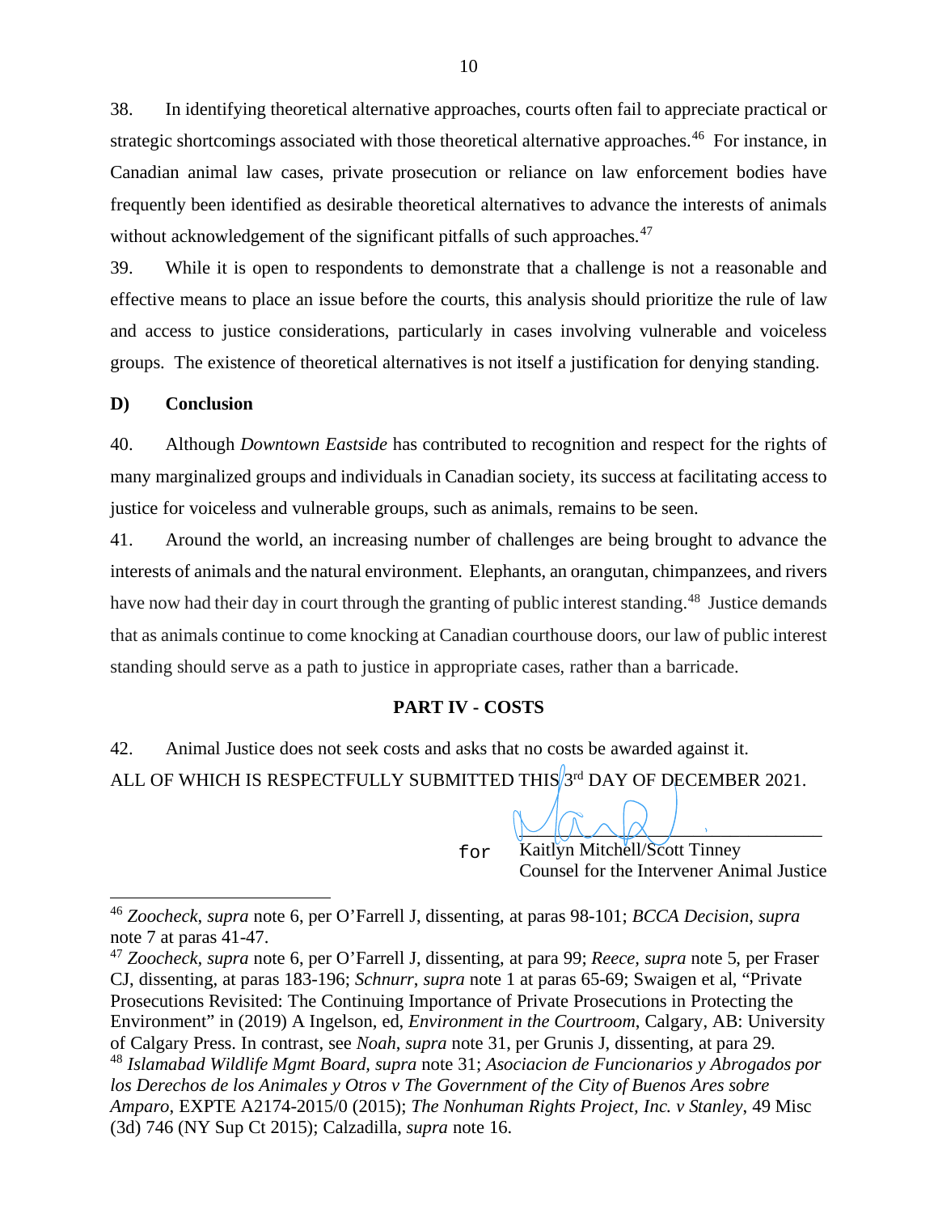38. In identifying theoretical alternative approaches, courts often fail to appreciate practical or strategic shortcomings associated with those theoretical alternative approaches.[46] For instance, in Canadian animal law cases, private prosecution or reliance on law enforcement bodies have frequently been identified as desirable theoretical alternatives to advance the interests of animals without acknowledgement of the significant pitfalls of such approaches.[47]

39. While it is open to respondents to demonstrate that a challenge is not a reasonable and effective means to place an issue before the courts, this analysis should prioritize the rule of law and access to justice considerations, particularly in cases involving vulnerable and voiceless groups. The existence of theoretical alternatives is not itself a justification for denying standing.

**D) Conclusion**

40. Although *Downtown Eastside* has contributed to recognition and respect for the rights of many marginalized groups and individuals in Canadian society, its success at facilitating access to justice for voiceless and vulnerable groups, such as animals, remains to be seen.

41. Around the world, an increasing number of challenges are being brought to advance the interests of animals and the natural environment. Elephants, an orangutan, chimpanzees, and rivers have now had their day in court through the granting of public interest standing.[48] Justice demands that as animals continue to come knocking at Canadian courthouse doors, our law of public interest standing should serve as a path to justice in appropriate cases, rather than a barricade.

## PART IV - COSTS

42. Animal Justice does not seek costs and asks that no costs be awarded against it.

ALL OF WHICH IS RESPECTFULLY SUBMITTED THIS 3rd DAY OF DECEMBER 2021.

for Kaitlyn Mitchell/Scott Tinney
Counsel for the Intervener Animal Justice

---

[46] *Zoocheck*, *supra* note 6, per O'Farrell J, dissenting, at paras 98-101; *BCCA Decision*, *supra* note 7 at paras 41-47.

[47] *Zoocheck*, *supra* note 6, per O'Farrell J, dissenting, at para 99; *Reece*, *supra* note 5, per Fraser CJ, dissenting, at paras 183-196; *Schnurr*, *supra* note 1 at paras 65-69; Swaigen et al, "Private Prosecutions Revisited: The Continuing Importance of Private Prosecutions in Protecting the Environment" in (2019) A Ingelson, ed, *Environment in the Courtroom*, Calgary, AB: University of Calgary Press. In contrast, see *Noah*, *supra* note 31, per Grunis J, dissenting, at para 29.

[48] *Islamabad Wildlife Mgmt Board*, *supra* note 31; *Asociacion de Funcionarios y Abrogados por los Derechos de los Animales y Otros v The Government of the City of Buenos Ares sobre Amparo*, EXPTE A2174-2015/0 (2015); *The Nonhuman Rights Project, Inc. v Stanley*, 49 Misc (3d) 746 (NY Sup Ct 2015); Calzadilla, *supra* note 16.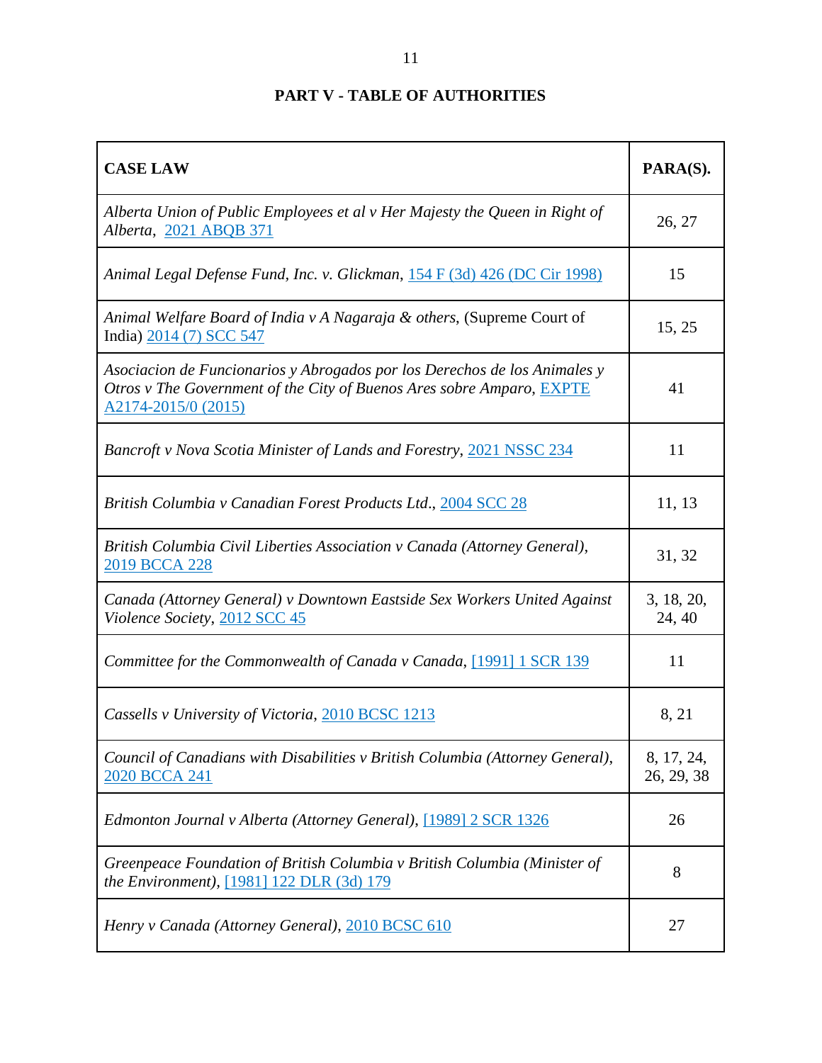**PART V - TABLE OF AUTHORITIES**

| CASE LAW | PARA(S). |
|---|---|
| *Alberta Union of Public Employees et al v Her Majesty the Queen in Right of Alberta*, [2021 ABQB 371]() | 26, 27 |
| *Animal Legal Defense Fund, Inc. v. Glickman*, [154 F (3d) 426 (DC Cir 1998)]() | 15 |
| *Animal Welfare Board of India v A Nagaraja & others*, (Supreme Court of India) [2014 (7) SCC 547]() | 15, 25 |
| *Asociacion de Funcionarios y Abrogados por los Derechos de los Animales y Otros v The Government of the City of Buenos Ares sobre Amparo*, [EXPTE A2174-2015/0 (2015)]() | 41 |
| *Bancroft v Nova Scotia Minister of Lands and Forestry*, [2021 NSSC 234]() | 11 |
| *British Columbia v Canadian Forest Products Ltd.*, [2004 SCC 28]() | 11, 13 |
| *British Columbia Civil Liberties Association v Canada (Attorney General)*, [2019 BCCA 228]() | 31, 32 |
| *Canada (Attorney General) v Downtown Eastside Sex Workers United Against Violence Society*, [2012 SCC 45]() | 3, 18, 20, 24, 40 |
| *Committee for the Commonwealth of Canada v Canada*, [[1991] 1 SCR 139]() | 11 |
| *Cassells v University of Victoria*, [2010 BCSC 1213]() | 8, 21 |
| *Council of Canadians with Disabilities v British Columbia (Attorney General)*, [2020 BCCA 241]() | 8, 17, 24, 26, 29, 38 |
| *Edmonton Journal v Alberta (Attorney General)*, [[1989] 2 SCR 1326]() | 26 |
| *Greenpeace Foundation of British Columbia v British Columbia (Minister of the Environment)*, [[1981] 122 DLR (3d) 179]() | 8 |
| *Henry v Canada (Attorney General)*, [2010 BCSC 610]() | 27 |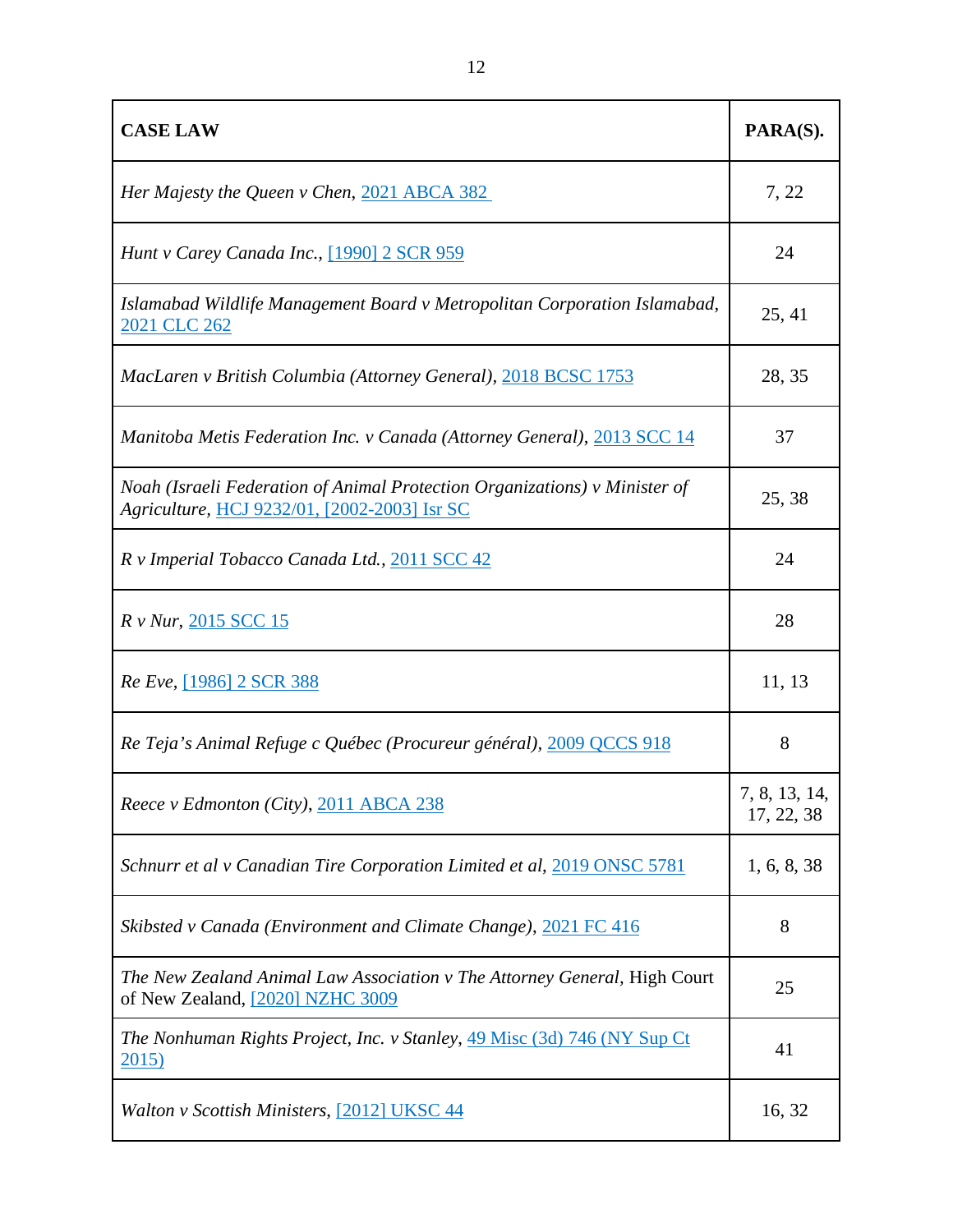| **CASE LAW** | **PARA(S).** |
|---|---|
| *Her Majesty the Queen v Chen*, 2021 ABCA 382 | 7, 22 |
| *Hunt v Carey Canada Inc.*, [1990] 2 SCR 959 | 24 |
| *Islamabad Wildlife Management Board v Metropolitan Corporation Islamabad*, 2021 CLC 262 | 25, 41 |
| *MacLaren v British Columbia (Attorney General)*, 2018 BCSC 1753 | 28, 35 |
| *Manitoba Metis Federation Inc. v Canada (Attorney General)*, 2013 SCC 14 | 37 |
| *Noah (Israeli Federation of Animal Protection Organizations) v Minister of Agriculture*, HCJ 9232/01, [2002-2003] Isr SC | 25, 38 |
| *R v Imperial Tobacco Canada Ltd.*, 2011 SCC 42 | 24 |
| *R v Nur*, 2015 SCC 15 | 28 |
| *Re Eve*, [1986] 2 SCR 388 | 11, 13 |
| *Re Teja's Animal Refuge c Québec (Procureur général)*, 2009 QCCS 918 | 8 |
| *Reece v Edmonton (City)*, 2011 ABCA 238 | 7, 8, 13, 14, 17, 22, 38 |
| *Schnurr et al v Canadian Tire Corporation Limited et al*, 2019 ONSC 5781 | 1, 6, 8, 38 |
| *Skibsted v Canada (Environment and Climate Change)*, 2021 FC 416 | 8 |
| *The New Zealand Animal Law Association v The Attorney General*, High Court of New Zealand, [2020] NZHC 3009 | 25 |
| *The Nonhuman Rights Project, Inc. v Stanley*, 49 Misc (3d) 746 (NY Sup Ct 2015) | 41 |
| *Walton v Scottish Ministers*, [2012] UKSC 44 | 16, 32 |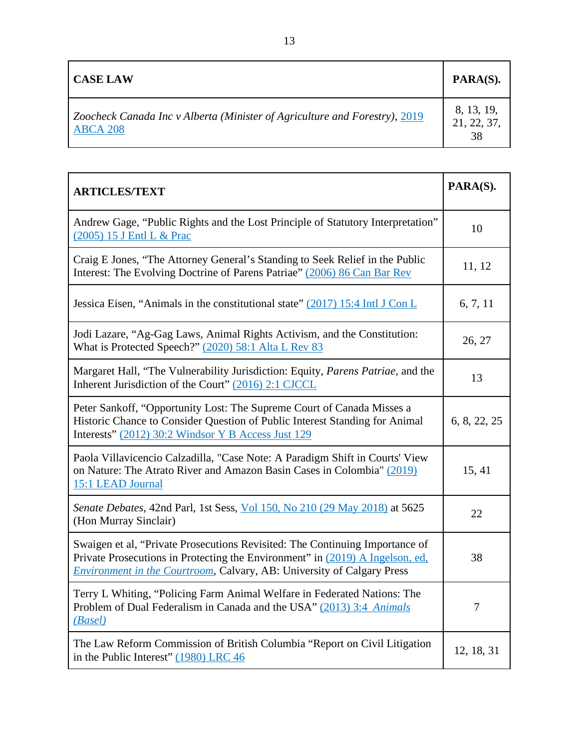| CASE LAW | PARA(S). |
| --- | --- |
| *Zoocheck Canada Inc v Alberta (Minister of Agriculture and Forestry)*, 2019 ABCA 208 | 8, 13, 19, 21, 22, 37, 38 |

| ARTICLES/TEXT | PARA(S). |
| --- | --- |
| Andrew Gage, "Public Rights and the Lost Principle of Statutory Interpretation" (2005) 15 J Entl L & Prac | 10 |
| Craig E Jones, "The Attorney General's Standing to Seek Relief in the Public Interest: The Evolving Doctrine of Parens Patriae" (2006) 86 Can Bar Rev | 11, 12 |
| Jessica Eisen, "Animals in the constitutional state" (2017) 15:4 Intl J Con L | 6, 7, 11 |
| Jodi Lazare, "Ag-Gag Laws, Animal Rights Activism, and the Constitution: What is Protected Speech?" (2020) 58:1 Alta L Rev 83 | 26, 27 |
| Margaret Hall, "The Vulnerability Jurisdiction: Equity, *Parens Patriae*, and the Inherent Jurisdiction of the Court" (2016) 2:1 CJCCL | 13 |
| Peter Sankoff, "Opportunity Lost: The Supreme Court of Canada Misses a Historic Chance to Consider Question of Public Interest Standing for Animal Interests" (2012) 30:2 Windsor Y B Access Just 129 | 6, 8, 22, 25 |
| Paola Villavicencio Calzadilla, "Case Note: A Paradigm Shift in Courts' View on Nature: The Atrato River and Amazon Basin Cases in Colombia" (2019) 15:1 LEAD Journal | 15, 41 |
| *Senate Debates*, 42nd Parl, 1st Sess, Vol 150, No 210 (29 May 2018) at 5625 (Hon Murray Sinclair) | 22 |
| Swaigen et al, "Private Prosecutions Revisited: The Continuing Importance of Private Prosecutions in Protecting the Environment" in (2019) A Ingelson, ed, *Environment in the Courtroom*, Calvary, AB: University of Calgary Press | 38 |
| Terry L Whiting, "Policing Farm Animal Welfare in Federated Nations: The Problem of Dual Federalism in Canada and the USA" (2013) 3:4 *Animals (Basel)* | 7 |
| The Law Reform Commission of British Columbia "Report on Civil Litigation in the Public Interest" (1980) LRC 46 | 12, 18, 31 |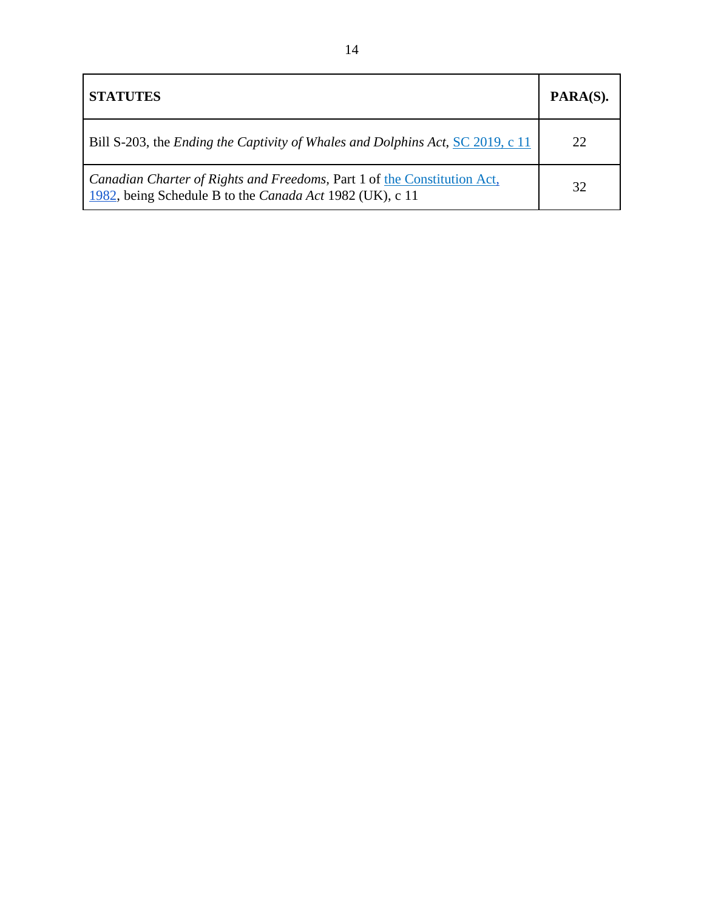| STATUTES | PARA(S). |
| --- | --- |
| Bill S-203, the *Ending the Captivity of Whales and Dolphins Act*, SC 2019, c 11 | 22 |
| *Canadian Charter of Rights and Freedoms*, Part 1 of the Constitution Act, 1982, being Schedule B to the *Canada Act* 1982 (UK), c 11 | 32 |